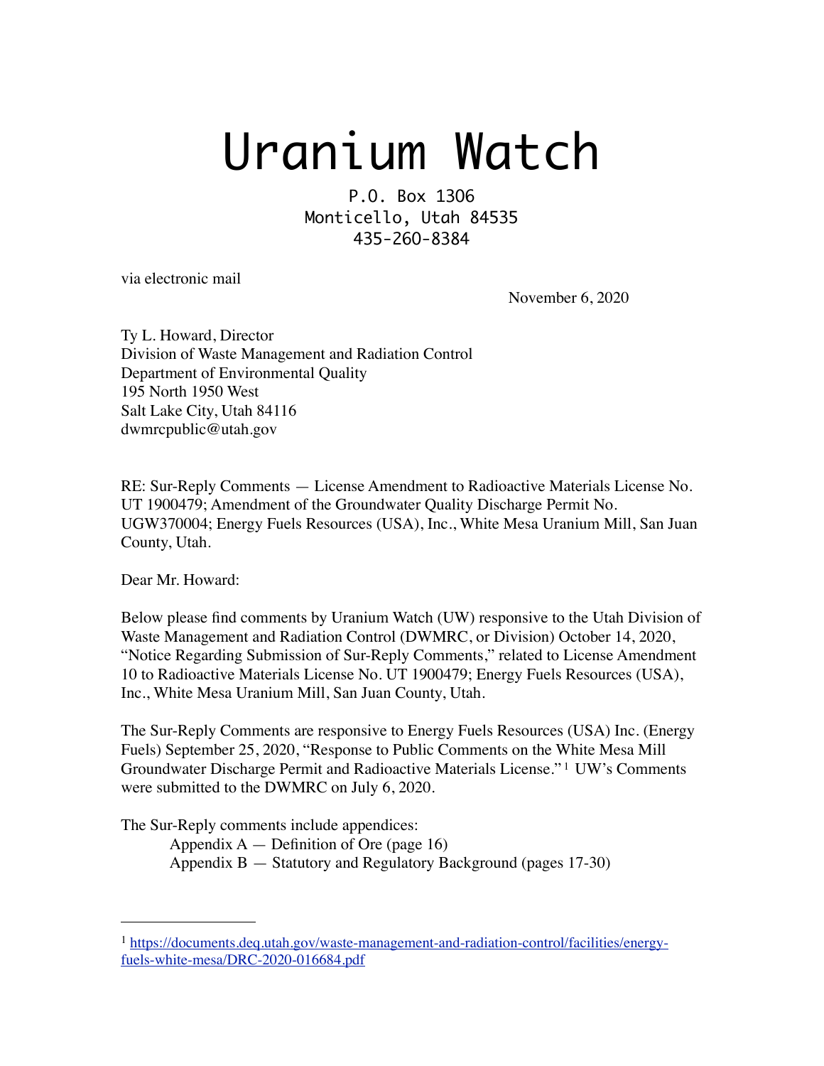# Uranium Watch

P.O. Box 1306
Monticello, Utah 84535
435-260-8384

via electronic mail

November 6, 2020

Ty L. Howard, Director
Division of Waste Management and Radiation Control
Department of Environmental Quality
195 North 1950 West
Salt Lake City, Utah 84116
dwmrcpublic@utah.gov

RE: Sur-Reply Comments — License Amendment to Radioactive Materials License No. UT 1900479; Amendment of the Groundwater Quality Discharge Permit No. UGW370004; Energy Fuels Resources (USA), Inc., White Mesa Uranium Mill, San Juan County, Utah.

Dear Mr. Howard:

Below please find comments by Uranium Watch (UW) responsive to the Utah Division of Waste Management and Radiation Control (DWMRC, or Division) October 14, 2020, "Notice Regarding Submission of Sur-Reply Comments," related to License Amendment 10 to Radioactive Materials License No. UT 1900479; Energy Fuels Resources (USA), Inc., White Mesa Uranium Mill, San Juan County, Utah.

The Sur-Reply Comments are responsive to Energy Fuels Resources (USA) Inc. (Energy Fuels) September 25, 2020, "Response to Public Comments on the White Mesa Mill Groundwater Discharge Permit and Radioactive Materials License."[1] UW's Comments were submitted to the DWMRC on July 6, 2020.

The Sur-Reply comments include appendices:

- Appendix A — Definition of Ore (page 16)
- Appendix B — Statutory and Regulatory Background (pages 17-30)

---

[1] https://documents.deq.utah.gov/waste-management-and-radiation-control/facilities/energy-fuels-white-mesa/DRC-2020-016684.pdf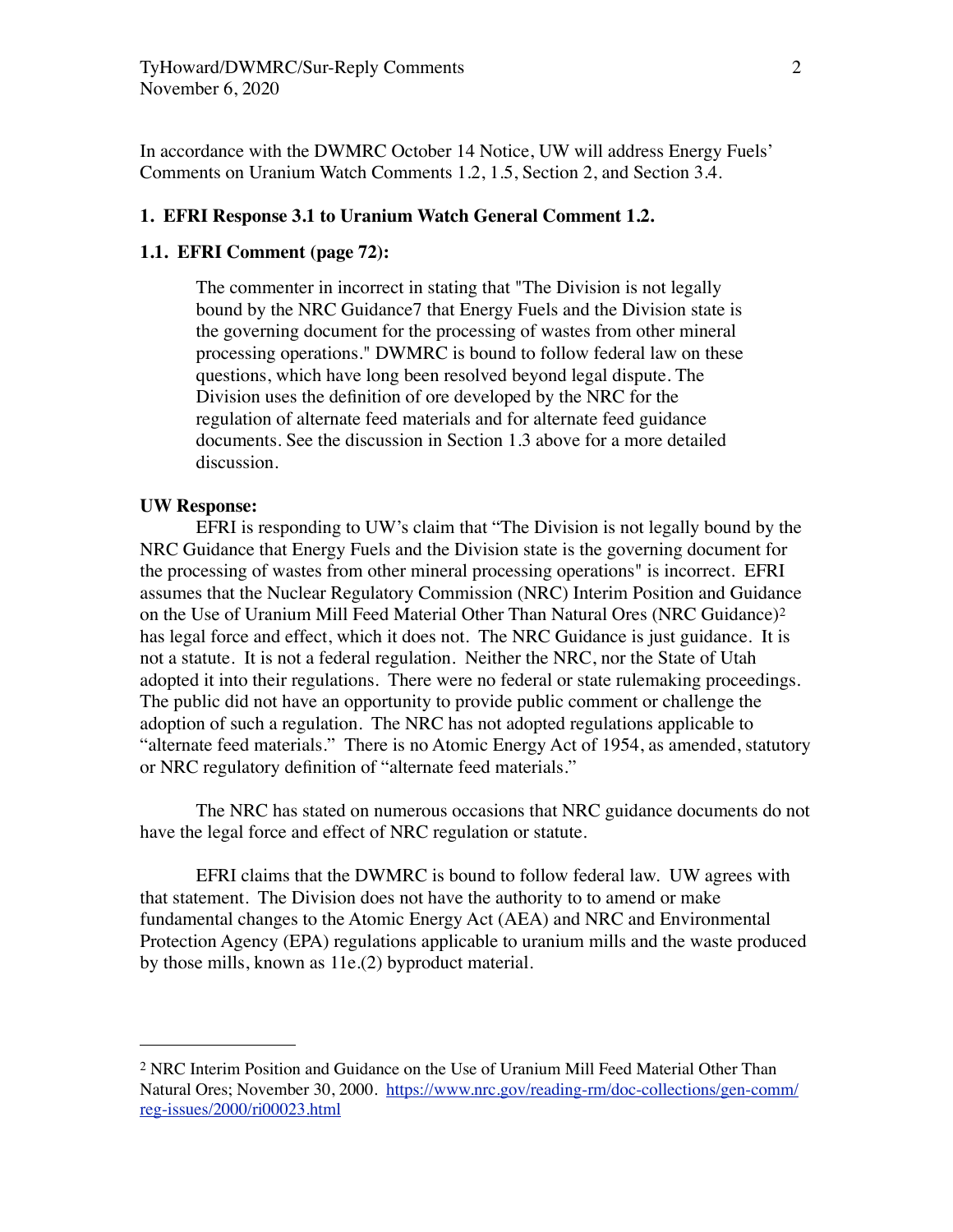In accordance with the DWMRC October 14 Notice, UW will address Energy Fuels' Comments on Uranium Watch Comments 1.2, 1.5, Section 2, and Section 3.4.

## 1. EFRI Response 3.1 to Uranium Watch General Comment 1.2.

### 1.1. EFRI Comment (page 72):

> The commenter in incorrect in stating that "The Division is not legally bound by the NRC Guidance7 that Energy Fuels and the Division state is the governing document for the processing of wastes from other mineral processing operations." DWMRC is bound to follow federal law on these questions, which have long been resolved beyond legal dispute. The Division uses the definition of ore developed by the NRC for the regulation of alternate feed materials and for alternate feed guidance documents. See the discussion in Section 1.3 above for a more detailed discussion.

**UW Response:**

EFRI is responding to UW's claim that "The Division is not legally bound by the NRC Guidance that Energy Fuels and the Division state is the governing document for the processing of wastes from other mineral processing operations" is incorrect. EFRI assumes that the Nuclear Regulatory Commission (NRC) Interim Position and Guidance on the Use of Uranium Mill Feed Material Other Than Natural Ores (NRC Guidance)[2] has legal force and effect, which it does not. The NRC Guidance is just guidance. It is not a statute. It is not a federal regulation. Neither the NRC, nor the State of Utah adopted it into their regulations. There were no federal or state rulemaking proceedings. The public did not have an opportunity to provide public comment or challenge the adoption of such a regulation. The NRC has not adopted regulations applicable to "alternate feed materials." There is no Atomic Energy Act of 1954, as amended, statutory or NRC regulatory definition of "alternate feed materials."

The NRC has stated on numerous occasions that NRC guidance documents do not have the legal force and effect of NRC regulation or statute.

EFRI claims that the DWMRC is bound to follow federal law. UW agrees with that statement. The Division does not have the authority to to amend or make fundamental changes to the Atomic Energy Act (AEA) and NRC and Environmental Protection Agency (EPA) regulations applicable to uranium mills and the waste produced by those mills, known as 11e.(2) byproduct material.

---

[2] NRC Interim Position and Guidance on the Use of Uranium Mill Feed Material Other Than Natural Ores; November 30, 2000. https://www.nrc.gov/reading-rm/doc-collections/gen-comm/reg-issues/2000/ri00023.html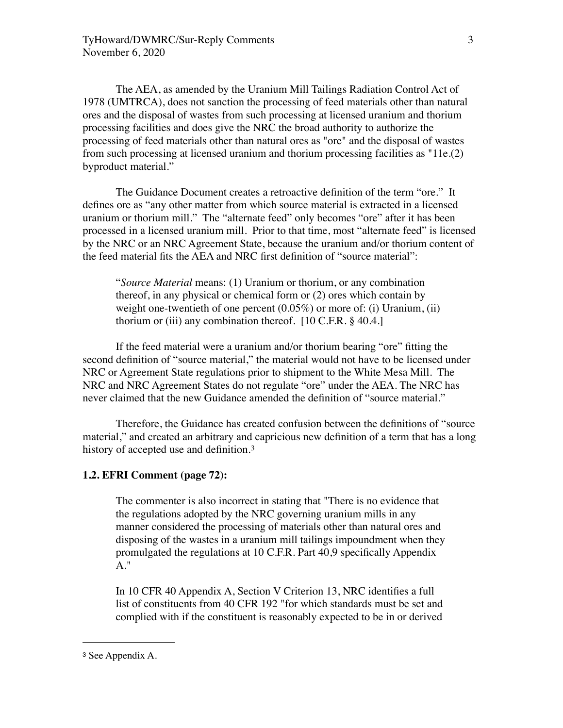The AEA, as amended by the Uranium Mill Tailings Radiation Control Act of 1978 (UMTRCA), does not sanction the processing of feed materials other than natural ores and the disposal of wastes from such processing at licensed uranium and thorium processing facilities and does give the NRC the broad authority to authorize the processing of feed materials other than natural ores as "ore" and the disposal of wastes from such processing at licensed uranium and thorium processing facilities as "11e.(2) byproduct material."

The Guidance Document creates a retroactive definition of the term "ore." It defines ore as "any other matter from which source material is extracted in a licensed uranium or thorium mill." The "alternate feed" only becomes "ore" after it has been processed in a licensed uranium mill. Prior to that time, most "alternate feed" is licensed by the NRC or an NRC Agreement State, because the uranium and/or thorium content of the feed material fits the AEA and NRC first definition of "source material":

> "*Source Material* means: (1) Uranium or thorium, or any combination thereof, in any physical or chemical form or (2) ores which contain by weight one-twentieth of one percent (0.05%) or more of: (i) Uranium, (ii) thorium or (iii) any combination thereof. [10 C.F.R. § 40.4.]

If the feed material were a uranium and/or thorium bearing "ore" fitting the second definition of "source material," the material would not have to be licensed under NRC or Agreement State regulations prior to shipment to the White Mesa Mill. The NRC and NRC Agreement States do not regulate "ore" under the AEA. The NRC has never claimed that the new Guidance amended the definition of "source material."

Therefore, the Guidance has created confusion between the definitions of "source material," and created an arbitrary and capricious new definition of a term that has a long history of accepted use and definition.[3]

### 1.2. EFRI Comment (page 72):

> The commenter is also incorrect in stating that "There is no evidence that the regulations adopted by the NRC governing uranium mills in any manner considered the processing of materials other than natural ores and disposing of the wastes in a uranium mill tailings impoundment when they promulgated the regulations at 10 C.F.R. Part 40,9 specifically Appendix A."
>
> In 10 CFR 40 Appendix A, Section V Criterion 13, NRC identifies a full list of constituents from 40 CFR 192 "for which standards must be set and complied with if the constituent is reasonably expected to be in or derived

[3] See Appendix A.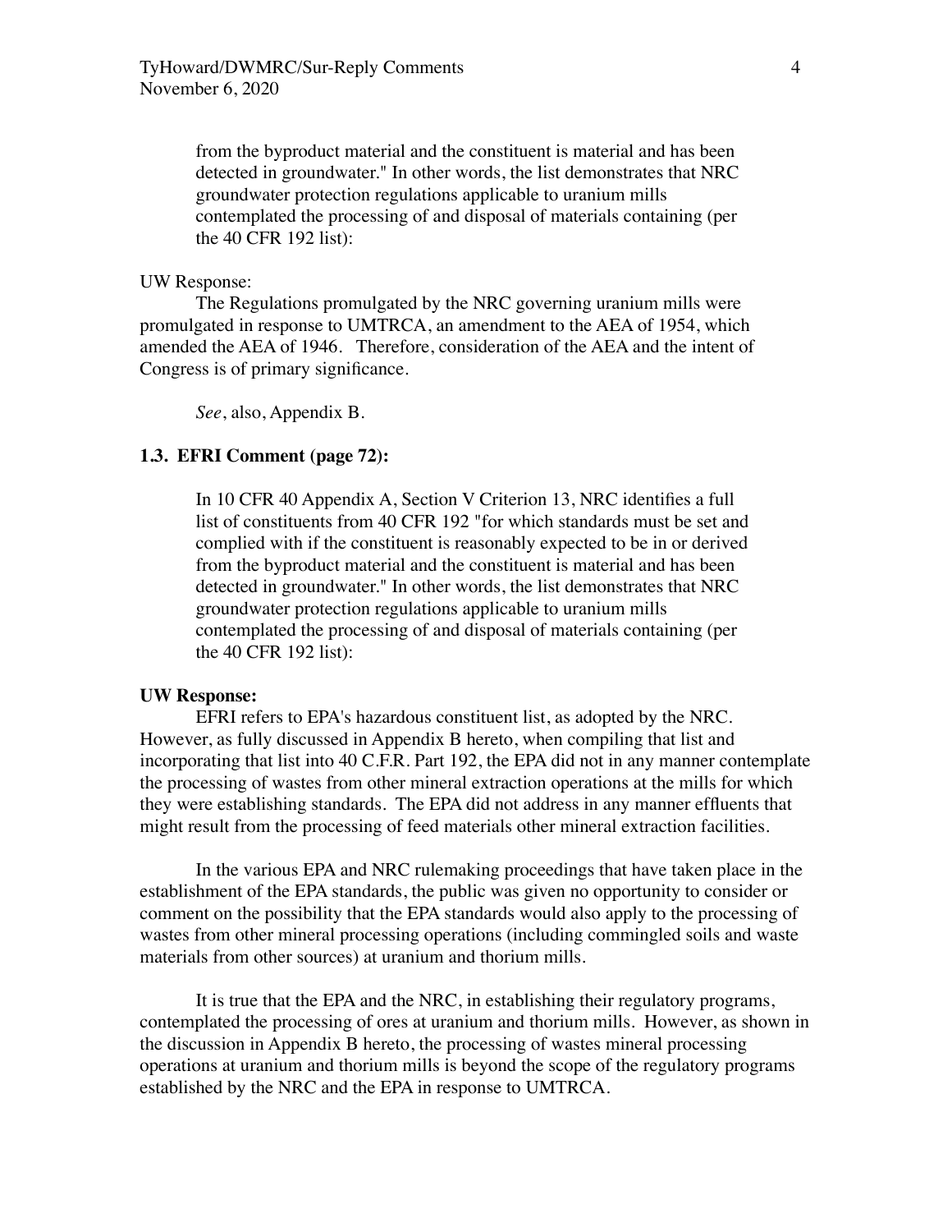> from the byproduct material and the constituent is material and has been detected in groundwater." In other words, the list demonstrates that NRC groundwater protection regulations applicable to uranium mills contemplated the processing of and disposal of materials containing (per the 40 CFR 192 list):

UW Response:

The Regulations promulgated by the NRC governing uranium mills were promulgated in response to UMTRCA, an amendment to the AEA of 1954, which amended the AEA of 1946. Therefore, consideration of the AEA and the intent of Congress is of primary significance.

*See*, also, Appendix B.

### 1.3. EFRI Comment (page 72):

> In 10 CFR 40 Appendix A, Section V Criterion 13, NRC identifies a full list of constituents from 40 CFR 192 "for which standards must be set and complied with if the constituent is reasonably expected to be in or derived from the byproduct material and the constituent is material and has been detected in groundwater." In other words, the list demonstrates that NRC groundwater protection regulations applicable to uranium mills contemplated the processing of and disposal of materials containing (per the 40 CFR 192 list):

**UW Response:**

EFRI refers to EPA's hazardous constituent list, as adopted by the NRC. However, as fully discussed in Appendix B hereto, when compiling that list and incorporating that list into 40 C.F.R. Part 192, the EPA did not in any manner contemplate the processing of wastes from other mineral extraction operations at the mills for which they were establishing standards. The EPA did not address in any manner effluents that might result from the processing of feed materials other mineral extraction facilities.

In the various EPA and NRC rulemaking proceedings that have taken place in the establishment of the EPA standards, the public was given no opportunity to consider or comment on the possibility that the EPA standards would also apply to the processing of wastes from other mineral processing operations (including commingled soils and waste materials from other sources) at uranium and thorium mills.

It is true that the EPA and the NRC, in establishing their regulatory programs, contemplated the processing of ores at uranium and thorium mills. However, as shown in the discussion in Appendix B hereto, the processing of wastes mineral processing operations at uranium and thorium mills is beyond the scope of the regulatory programs established by the NRC and the EPA in response to UMTRCA.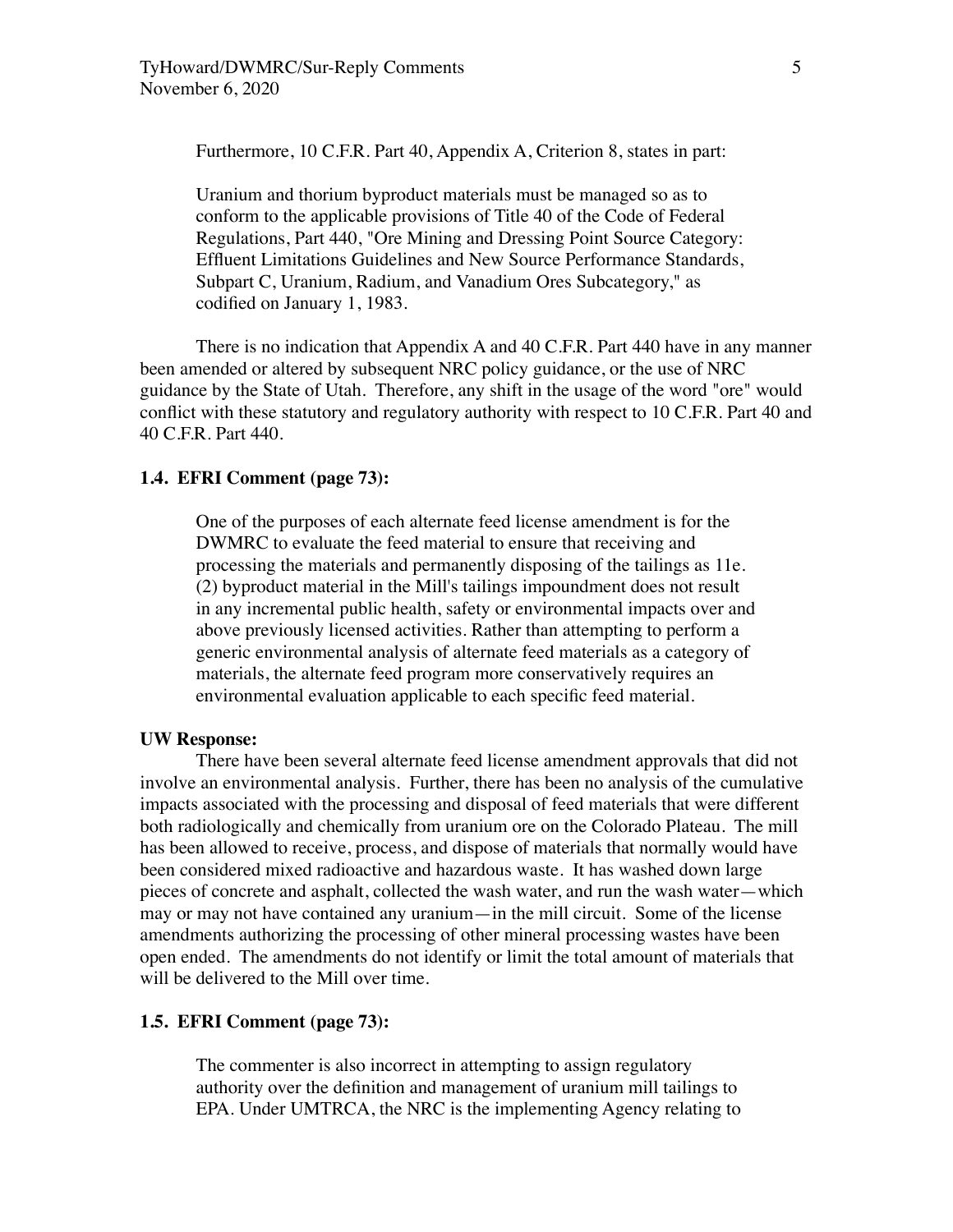Furthermore, 10 C.F.R. Part 40, Appendix A, Criterion 8, states in part:

> Uranium and thorium byproduct materials must be managed so as to conform to the applicable provisions of Title 40 of the Code of Federal Regulations, Part 440, "Ore Mining and Dressing Point Source Category: Effluent Limitations Guidelines and New Source Performance Standards, Subpart C, Uranium, Radium, and Vanadium Ores Subcategory," as codified on January 1, 1983.

There is no indication that Appendix A and 40 C.F.R. Part 440 have in any manner been amended or altered by subsequent NRC policy guidance, or the use of NRC guidance by the State of Utah. Therefore, any shift in the usage of the word "ore" would conflict with these statutory and regulatory authority with respect to 10 C.F.R. Part 40 and 40 C.F.R. Part 440.

**1.4. EFRI Comment (page 73):**

> One of the purposes of each alternate feed license amendment is for the DWMRC to evaluate the feed material to ensure that receiving and processing the materials and permanently disposing of the tailings as 11e.(2) byproduct material in the Mill's tailings impoundment does not result in any incremental public health, safety or environmental impacts over and above previously licensed activities. Rather than attempting to perform a generic environmental analysis of alternate feed materials as a category of materials, the alternate feed program more conservatively requires an environmental evaluation applicable to each specific feed material.

**UW Response:**

There have been several alternate feed license amendment approvals that did not involve an environmental analysis. Further, there has been no analysis of the cumulative impacts associated with the processing and disposal of feed materials that were different both radiologically and chemically from uranium ore on the Colorado Plateau. The mill has been allowed to receive, process, and dispose of materials that normally would have been considered mixed radioactive and hazardous waste. It has washed down large pieces of concrete and asphalt, collected the wash water, and run the wash water—which may or may not have contained any uranium—in the mill circuit. Some of the license amendments authorizing the processing of other mineral processing wastes have been open ended. The amendments do not identify or limit the total amount of materials that will be delivered to the Mill over time.

**1.5. EFRI Comment (page 73):**

> The commenter is also incorrect in attempting to assign regulatory authority over the definition and management of uranium mill tailings to EPA. Under UMTRCA, the NRC is the implementing Agency relating to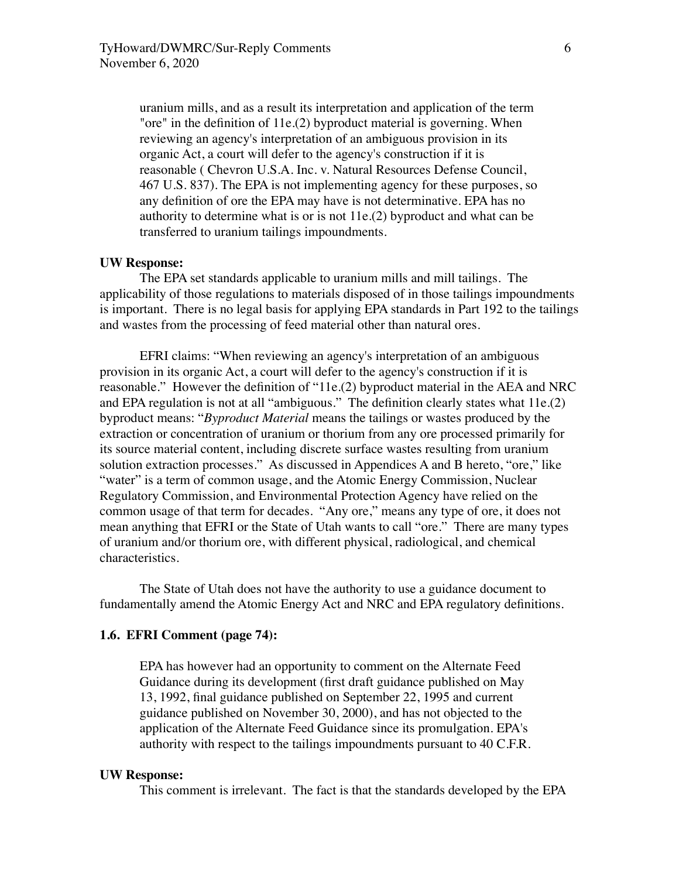> uranium mills, and as a result its interpretation and application of the term "ore" in the definition of 11e.(2) byproduct material is governing. When reviewing an agency's interpretation of an ambiguous provision in its organic Act, a court will defer to the agency's construction if it is reasonable ( Chevron U.S.A. Inc. v. Natural Resources Defense Council, 467 U.S. 837). The EPA is not implementing agency for these purposes, so any definition of ore the EPA may have is not determinative. EPA has no authority to determine what is or is not 11e.(2) byproduct and what can be transferred to uranium tailings impoundments.

**UW Response:**

The EPA set standards applicable to uranium mills and mill tailings. The applicability of those regulations to materials disposed of in those tailings impoundments is important. There is no legal basis for applying EPA standards in Part 192 to the tailings and wastes from the processing of feed material other than natural ores.

EFRI claims: "When reviewing an agency's interpretation of an ambiguous provision in its organic Act, a court will defer to the agency's construction if it is reasonable." However the definition of "11e.(2) byproduct material in the AEA and NRC and EPA regulation is not at all "ambiguous." The definition clearly states what 11e.(2) byproduct means: "*Byproduct Material* means the tailings or wastes produced by the extraction or concentration of uranium or thorium from any ore processed primarily for its source material content, including discrete surface wastes resulting from uranium solution extraction processes." As discussed in Appendices A and B hereto, "ore," like "water" is a term of common usage, and the Atomic Energy Commission, Nuclear Regulatory Commission, and Environmental Protection Agency have relied on the common usage of that term for decades. "Any ore," means any type of ore, it does not mean anything that EFRI or the State of Utah wants to call "ore." There are many types of uranium and/or thorium ore, with different physical, radiological, and chemical characteristics.

The State of Utah does not have the authority to use a guidance document to fundamentally amend the Atomic Energy Act and NRC and EPA regulatory definitions.

### 1.6. EFRI Comment (page 74):

> EPA has however had an opportunity to comment on the Alternate Feed Guidance during its development (first draft guidance published on May 13, 1992, final guidance published on September 22, 1995 and current guidance published on November 30, 2000), and has not objected to the application of the Alternate Feed Guidance since its promulgation. EPA's authority with respect to the tailings impoundments pursuant to 40 C.F.R.

**UW Response:**

This comment is irrelevant. The fact is that the standards developed by the EPA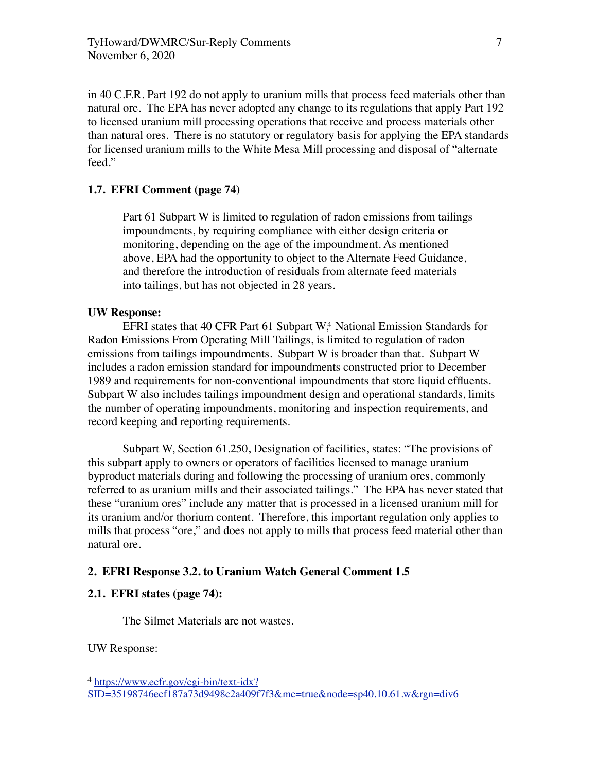in 40 C.F.R. Part 192 do not apply to uranium mills that process feed materials other than natural ore. The EPA has never adopted any change to its regulations that apply Part 192 to licensed uranium mill processing operations that receive and process materials other than natural ores. There is no statutory or regulatory basis for applying the EPA standards for licensed uranium mills to the White Mesa Mill processing and disposal of "alternate feed."

### 1.7. EFRI Comment (page 74)

> Part 61 Subpart W is limited to regulation of radon emissions from tailings impoundments, by requiring compliance with either design criteria or monitoring, depending on the age of the impoundment. As mentioned above, EPA had the opportunity to object to the Alternate Feed Guidance, and therefore the introduction of residuals from alternate feed materials into tailings, but has not objected in 28 years.

**UW Response:**

EFRI states that 40 CFR Part 61 Subpart W,[4] National Emission Standards for Radon Emissions From Operating Mill Tailings, is limited to regulation of radon emissions from tailings impoundments. Subpart W is broader than that. Subpart W includes a radon emission standard for impoundments constructed prior to December 1989 and requirements for non-conventional impoundments that store liquid effluents. Subpart W also includes tailings impoundment design and operational standards, limits the number of operating impoundments, monitoring and inspection requirements, and record keeping and reporting requirements.

Subpart W, Section 61.250, Designation of facilities, states: "The provisions of this subpart apply to owners or operators of facilities licensed to manage uranium byproduct materials during and following the processing of uranium ores, commonly referred to as uranium mills and their associated tailings." The EPA has never stated that these "uranium ores" include any matter that is processed in a licensed uranium mill for its uranium and/or thorium content. Therefore, this important regulation only applies to mills that process "ore," and does not apply to mills that process feed material other than natural ore.

## 2. EFRI Response 3.2. to Uranium Watch General Comment 1.5

### 2.1. EFRI states (page 74):

> The Silmet Materials are not wastes.

UW Response:

---

[4] https://www.ecfr.gov/cgi-bin/text-idx?SID=35198746ecf187a73d9498c2a409f7f3&mc=true&node=sp40.10.61.w&rgn=div6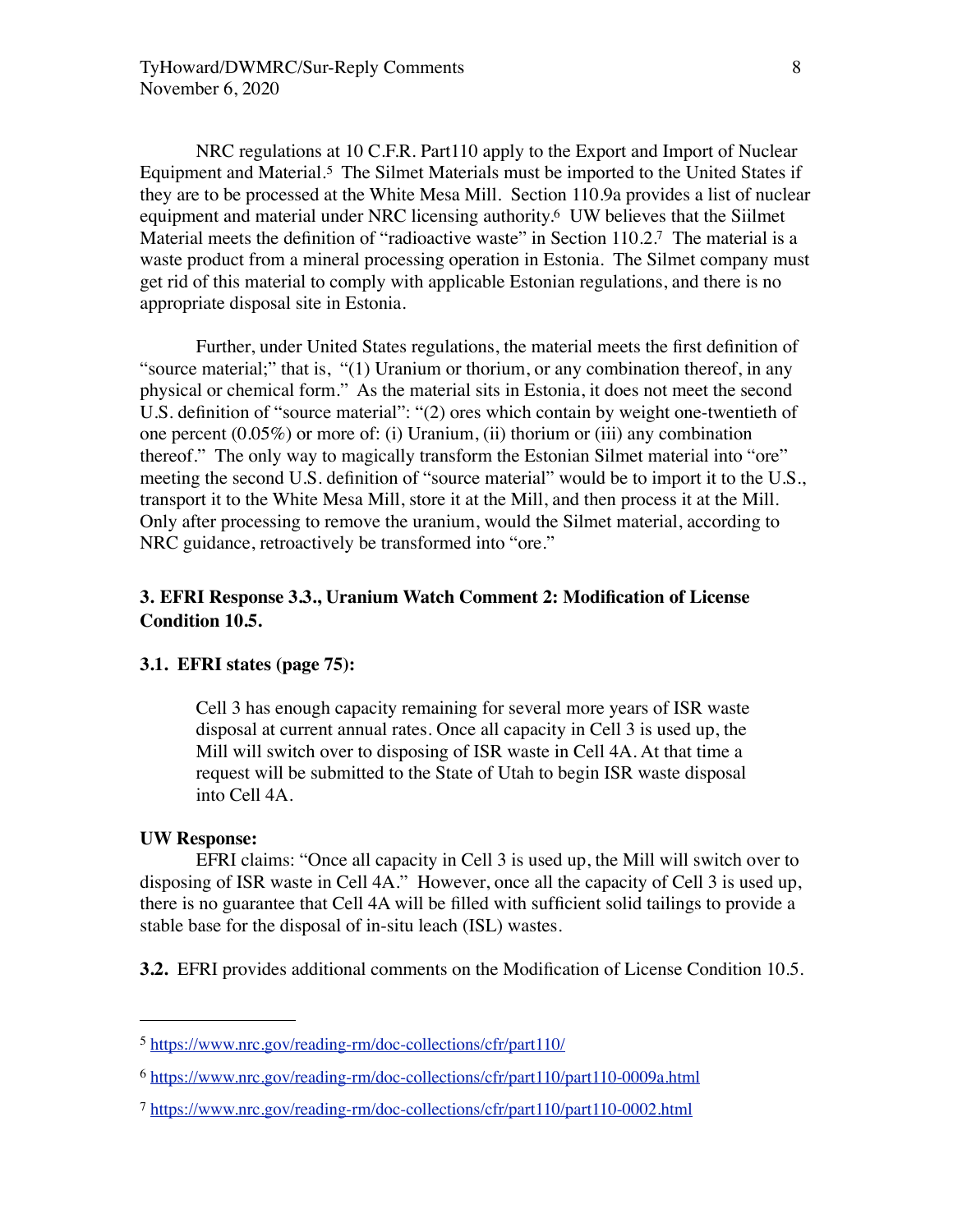NRC regulations at 10 C.F.R. Part110 apply to the Export and Import of Nuclear Equipment and Material.[5] The Silmet Materials must be imported to the United States if they are to be processed at the White Mesa Mill. Section 110.9a provides a list of nuclear equipment and material under NRC licensing authority.[6] UW believes that the Siilmet Material meets the definition of "radioactive waste" in Section 110.2.[7] The material is a waste product from a mineral processing operation in Estonia. The Silmet company must get rid of this material to comply with applicable Estonian regulations, and there is no appropriate disposal site in Estonia.

Further, under United States regulations, the material meets the first definition of "source material;" that is, "(1) Uranium or thorium, or any combination thereof, in any physical or chemical form." As the material sits in Estonia, it does not meet the second U.S. definition of "source material": "(2) ores which contain by weight one-twentieth of one percent (0.05%) or more of: (i) Uranium, (ii) thorium or (iii) any combination thereof." The only way to magically transform the Estonian Silmet material into "ore" meeting the second U.S. definition of "source material" would be to import it to the U.S., transport it to the White Mesa Mill, store it at the Mill, and then process it at the Mill. Only after processing to remove the uranium, would the Silmet material, according to NRC guidance, retroactively be transformed into "ore."

## 3. EFRI Response 3.3., Uranium Watch Comment 2: Modification of License Condition 10.5.

### 3.1. EFRI states (page 75):

> Cell 3 has enough capacity remaining for several more years of ISR waste disposal at current annual rates. Once all capacity in Cell 3 is used up, the Mill will switch over to disposing of ISR waste in Cell 4A. At that time a request will be submitted to the State of Utah to begin ISR waste disposal into Cell 4A.

**UW Response:**

EFRI claims: "Once all capacity in Cell 3 is used up, the Mill will switch over to disposing of ISR waste in Cell 4A." However, once all the capacity of Cell 3 is used up, there is no guarantee that Cell 4A will be filled with sufficient solid tailings to provide a stable base for the disposal of in-situ leach (ISL) wastes.

**3.2.** EFRI provides additional comments on the Modification of License Condition 10.5.

---

[5] https://www.nrc.gov/reading-rm/doc-collections/cfr/part110/

[6] https://www.nrc.gov/reading-rm/doc-collections/cfr/part110/part110-0009a.html

[7] https://www.nrc.gov/reading-rm/doc-collections/cfr/part110/part110-0002.html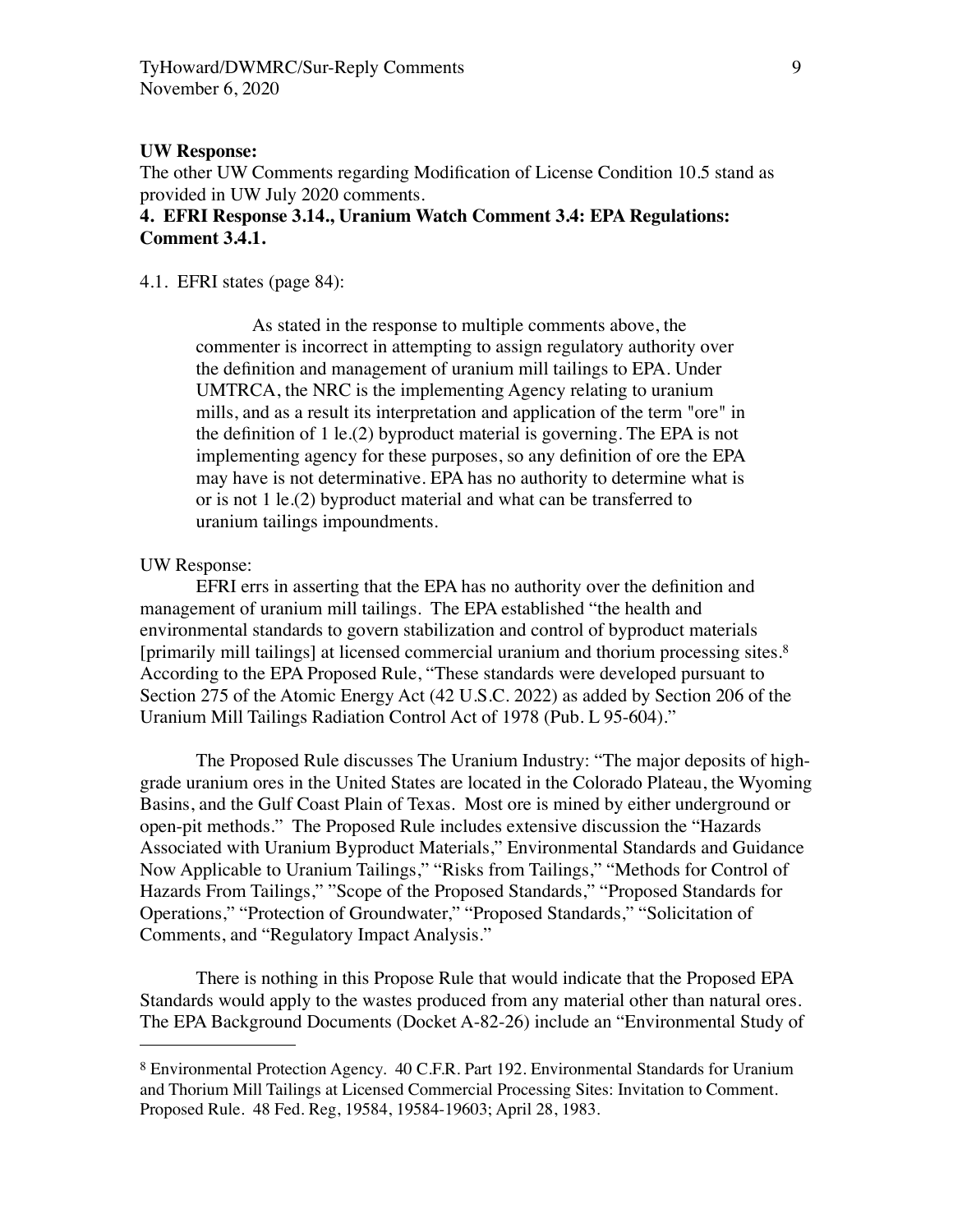**UW Response:**

The other UW Comments regarding Modification of License Condition 10.5 stand as provided in UW July 2020 comments.

**4. EFRI Response 3.14., Uranium Watch Comment 3.4: EPA Regulations: Comment 3.4.1.**

4.1. EFRI states (page 84):

> As stated in the response to multiple comments above, the commenter is incorrect in attempting to assign regulatory authority over the definition and management of uranium mill tailings to EPA. Under UMTRCA, the NRC is the implementing Agency relating to uranium mills, and as a result its interpretation and application of the term "ore" in the definition of 1 le.(2) byproduct material is governing. The EPA is not implementing agency for these purposes, so any definition of ore the EPA may have is not determinative. EPA has no authority to determine what is or is not 1 le.(2) byproduct material and what can be transferred to uranium tailings impoundments.

UW Response:

EFRI errs in asserting that the EPA has no authority over the definition and management of uranium mill tailings. The EPA established "the health and environmental standards to govern stabilization and control of byproduct materials [primarily mill tailings] at licensed commercial uranium and thorium processing sites.[8] According to the EPA Proposed Rule, "These standards were developed pursuant to Section 275 of the Atomic Energy Act (42 U.S.C. 2022) as added by Section 206 of the Uranium Mill Tailings Radiation Control Act of 1978 (Pub. L 95-604)."

The Proposed Rule discusses The Uranium Industry: "The major deposits of high-grade uranium ores in the United States are located in the Colorado Plateau, the Wyoming Basins, and the Gulf Coast Plain of Texas. Most ore is mined by either underground or open-pit methods." The Proposed Rule includes extensive discussion the "Hazards Associated with Uranium Byproduct Materials," Environmental Standards and Guidance Now Applicable to Uranium Tailings," "Risks from Tailings," "Methods for Control of Hazards From Tailings," "Scope of the Proposed Standards," "Proposed Standards for Operations," "Protection of Groundwater," "Proposed Standards," "Solicitation of Comments, and "Regulatory Impact Analysis."

There is nothing in this Propose Rule that would indicate that the Proposed EPA Standards would apply to the wastes produced from any material other than natural ores. The EPA Background Documents (Docket A-82-26) include an "Environmental Study of

---

[8] Environmental Protection Agency. 40 C.F.R. Part 192. Environmental Standards for Uranium and Thorium Mill Tailings at Licensed Commercial Processing Sites: Invitation to Comment. Proposed Rule. 48 Fed. Reg, 19584, 19584-19603; April 28, 1983.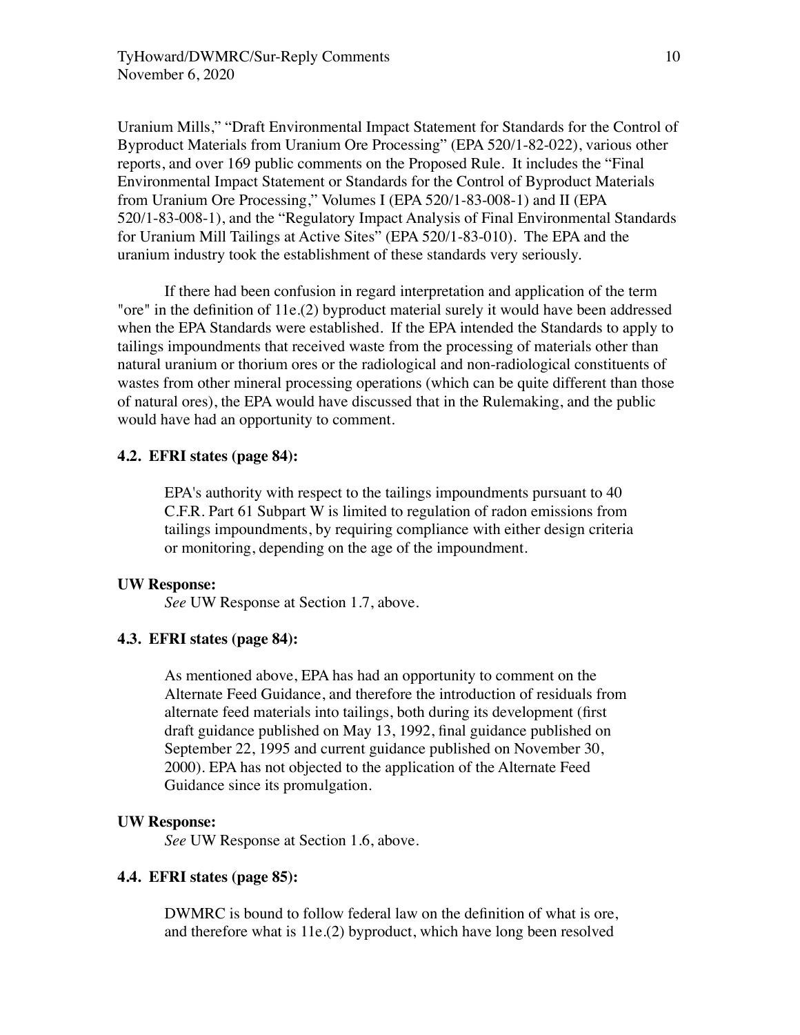Uranium Mills," "Draft Environmental Impact Statement for Standards for the Control of Byproduct Materials from Uranium Ore Processing" (EPA 520/1-82-022), various other reports, and over 169 public comments on the Proposed Rule. It includes the "Final Environmental Impact Statement or Standards for the Control of Byproduct Materials from Uranium Ore Processing," Volumes I (EPA 520/1-83-008-1) and II (EPA 520/1-83-008-1), and the "Regulatory Impact Analysis of Final Environmental Standards for Uranium Mill Tailings at Active Sites" (EPA 520/1-83-010). The EPA and the uranium industry took the establishment of these standards very seriously.

If there had been confusion in regard interpretation and application of the term "ore" in the definition of 11e.(2) byproduct material surely it would have been addressed when the EPA Standards were established. If the EPA intended the Standards to apply to tailings impoundments that received waste from the processing of materials other than natural uranium or thorium ores or the radiological and non-radiological constituents of wastes from other mineral processing operations (which can be quite different than those of natural ores), the EPA would have discussed that in the Rulemaking, and the public would have had an opportunity to comment.

**4.2. EFRI states (page 84):**

> EPA's authority with respect to the tailings impoundments pursuant to 40 C.F.R. Part 61 Subpart W is limited to regulation of radon emissions from tailings impoundments, by requiring compliance with either design criteria or monitoring, depending on the age of the impoundment.

**UW Response:**

*See* UW Response at Section 1.7, above.

**4.3. EFRI states (page 84):**

> As mentioned above, EPA has had an opportunity to comment on the Alternate Feed Guidance, and therefore the introduction of residuals from alternate feed materials into tailings, both during its development (first draft guidance published on May 13, 1992, final guidance published on September 22, 1995 and current guidance published on November 30, 2000). EPA has not objected to the application of the Alternate Feed Guidance since its promulgation.

**UW Response:**

*See* UW Response at Section 1.6, above.

**4.4. EFRI states (page 85):**

> DWMRC is bound to follow federal law on the definition of what is ore, and therefore what is 11e.(2) byproduct, which have long been resolved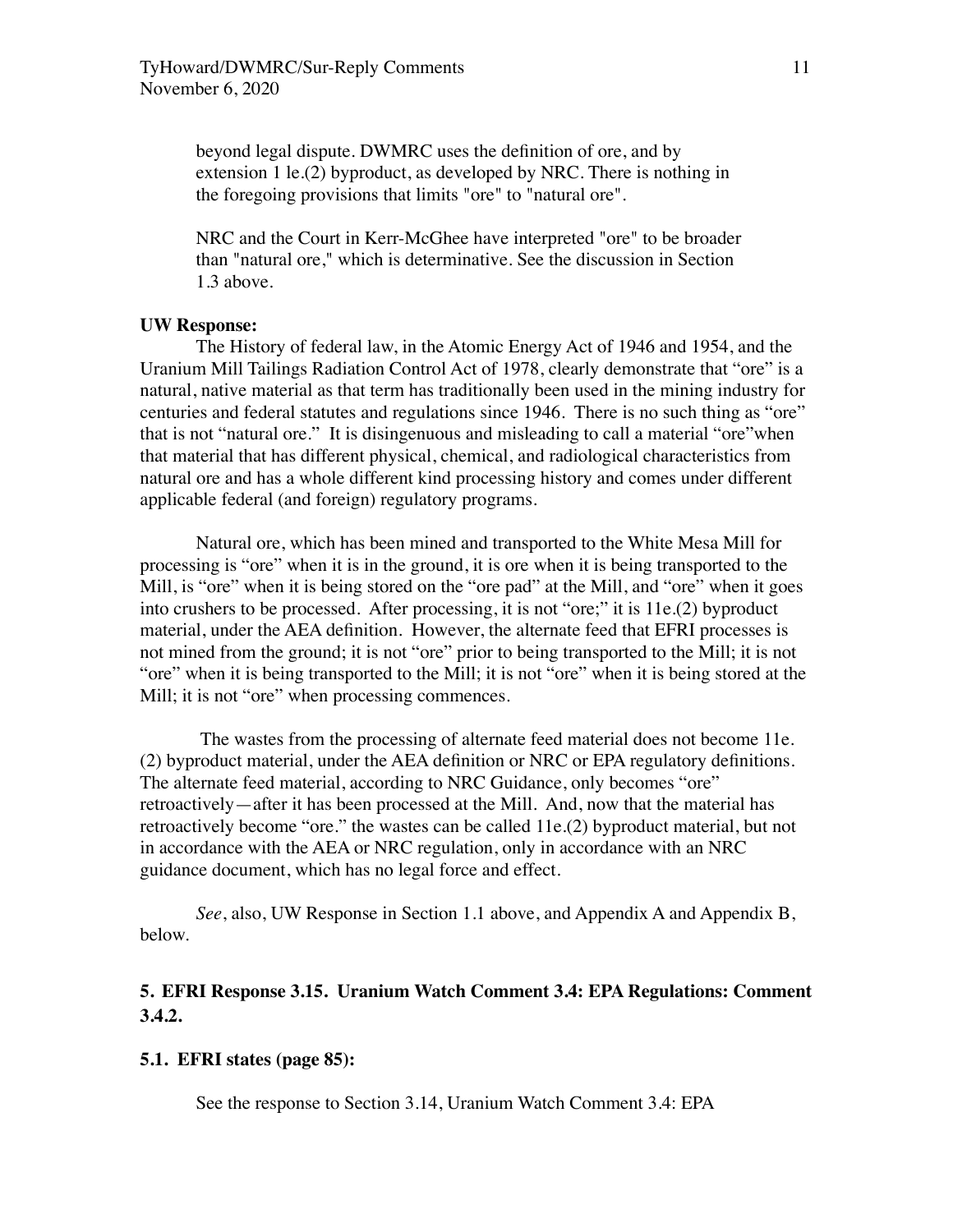> beyond legal dispute. DWMRC uses the definition of ore, and by extension 1 le.(2) byproduct, as developed by NRC. There is nothing in the foregoing provisions that limits "ore" to "natural ore".
>
> NRC and the Court in Kerr-McGhee have interpreted "ore" to be broader than "natural ore," which is determinative. See the discussion in Section 1.3 above.

**UW Response:**

The History of federal law, in the Atomic Energy Act of 1946 and 1954, and the Uranium Mill Tailings Radiation Control Act of 1978, clearly demonstrate that "ore" is a natural, native material as that term has traditionally been used in the mining industry for centuries and federal statutes and regulations since 1946. There is no such thing as "ore" that is not "natural ore." It is disingenuous and misleading to call a material "ore"when that material that has different physical, chemical, and radiological characteristics from natural ore and has a whole different kind processing history and comes under different applicable federal (and foreign) regulatory programs.

Natural ore, which has been mined and transported to the White Mesa Mill for processing is "ore" when it is in the ground, it is ore when it is being transported to the Mill, is "ore" when it is being stored on the "ore pad" at the Mill, and "ore" when it goes into crushers to be processed. After processing, it is not "ore;" it is 11e.(2) byproduct material, under the AEA definition. However, the alternate feed that EFRI processes is not mined from the ground; it is not "ore" prior to being transported to the Mill; it is not "ore" when it is being transported to the Mill; it is not "ore" when it is being stored at the Mill; it is not "ore" when processing commences.

The wastes from the processing of alternate feed material does not become 11e.(2) byproduct material, under the AEA definition or NRC or EPA regulatory definitions. The alternate feed material, according to NRC Guidance, only becomes "ore" retroactively—after it has been processed at the Mill. And, now that the material has retroactively become "ore." the wastes can be called 11e.(2) byproduct material, but not in accordance with the AEA or NRC regulation, only in accordance with an NRC guidance document, which has no legal force and effect.

*See*, also, UW Response in Section 1.1 above, and Appendix A and Appendix B, below.

## 5. EFRI Response 3.15. Uranium Watch Comment 3.4: EPA Regulations: Comment 3.4.2.

### 5.1. EFRI states (page 85):

> See the response to Section 3.14, Uranium Watch Comment 3.4: EPA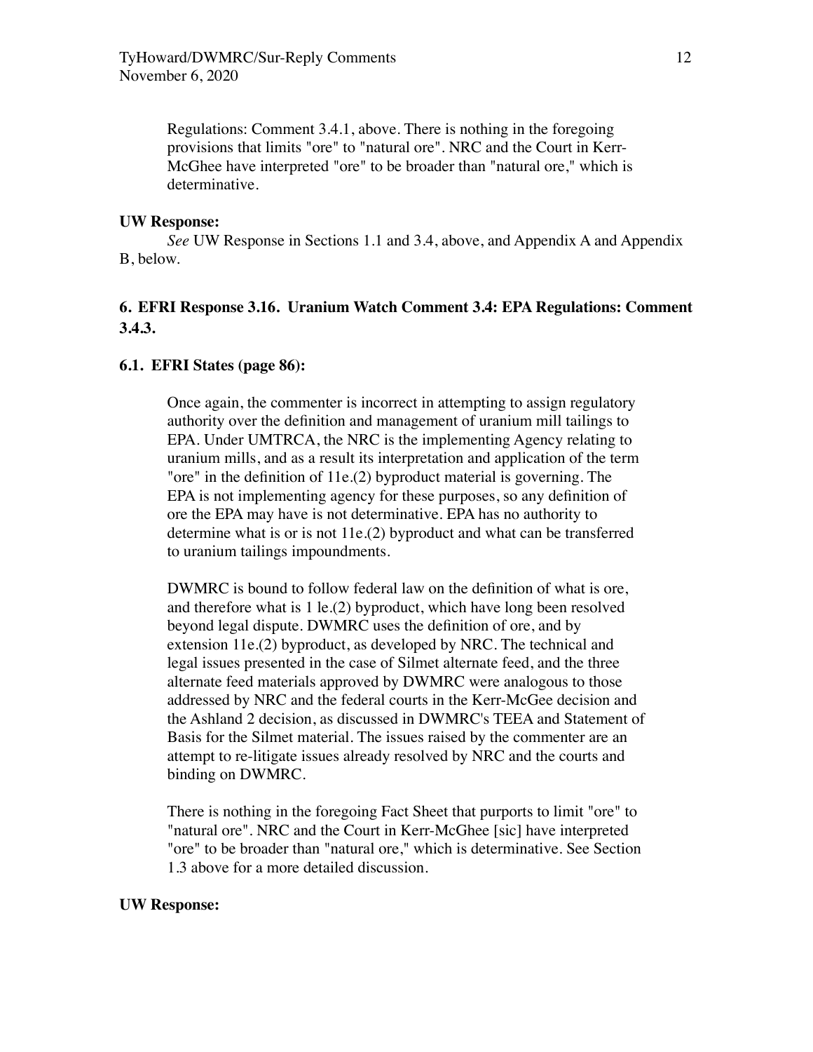> Regulations: Comment 3.4.1, above. There is nothing in the foregoing provisions that limits "ore" to "natural ore". NRC and the Court in Kerr-McGhee have interpreted "ore" to be broader than "natural ore," which is determinative.

**UW Response:**

*See* UW Response in Sections 1.1 and 3.4, above, and Appendix A and Appendix B, below.

### 6. EFRI Response 3.16. Uranium Watch Comment 3.4: EPA Regulations: Comment 3.4.3.

### 6.1. EFRI States (page 86):

> Once again, the commenter is incorrect in attempting to assign regulatory authority over the definition and management of uranium mill tailings to EPA. Under UMTRCA, the NRC is the implementing Agency relating to uranium mills, and as a result its interpretation and application of the term "ore" in the definition of 11e.(2) byproduct material is governing. The EPA is not implementing agency for these purposes, so any definition of ore the EPA may have is not determinative. EPA has no authority to determine what is or is not 11e.(2) byproduct and what can be transferred to uranium tailings impoundments.
>
> DWMRC is bound to follow federal law on the definition of what is ore, and therefore what is 1 le.(2) byproduct, which have long been resolved beyond legal dispute. DWMRC uses the definition of ore, and by extension 11e.(2) byproduct, as developed by NRC. The technical and legal issues presented in the case of Silmet alternate feed, and the three alternate feed materials approved by DWMRC were analogous to those addressed by NRC and the federal courts in the Kerr-McGee decision and the Ashland 2 decision, as discussed in DWMRC's TEEA and Statement of Basis for the Silmet material. The issues raised by the commenter are an attempt to re-litigate issues already resolved by NRC and the courts and binding on DWMRC.
>
> There is nothing in the foregoing Fact Sheet that purports to limit "ore" to "natural ore". NRC and the Court in Kerr-McGhee [sic] have interpreted "ore" to be broader than "natural ore," which is determinative. See Section 1.3 above for a more detailed discussion.

**UW Response:**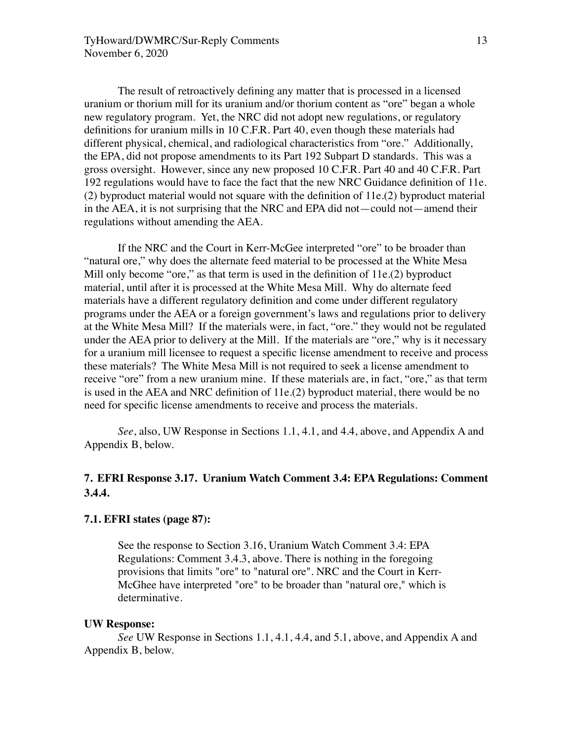The result of retroactively defining any matter that is processed in a licensed uranium or thorium mill for its uranium and/or thorium content as "ore" began a whole new regulatory program. Yet, the NRC did not adopt new regulations, or regulatory definitions for uranium mills in 10 C.F.R. Part 40, even though these materials had different physical, chemical, and radiological characteristics from "ore." Additionally, the EPA, did not propose amendments to its Part 192 Subpart D standards. This was a gross oversight. However, since any new proposed 10 C.F.R. Part 40 and 40 C.F.R. Part 192 regulations would have to face the fact that the new NRC Guidance definition of 11e.(2) byproduct material would not square with the definition of 11e.(2) byproduct material in the AEA, it is not surprising that the NRC and EPA did not—could not—amend their regulations without amending the AEA.

If the NRC and the Court in Kerr-McGee interpreted "ore" to be broader than "natural ore," why does the alternate feed material to be processed at the White Mesa Mill only become "ore," as that term is used in the definition of 11e.(2) byproduct material, until after it is processed at the White Mesa Mill. Why do alternate feed materials have a different regulatory definition and come under different regulatory programs under the AEA or a foreign government's laws and regulations prior to delivery at the White Mesa Mill? If the materials were, in fact, "ore." they would not be regulated under the AEA prior to delivery at the Mill. If the materials are "ore," why is it necessary for a uranium mill licensee to request a specific license amendment to receive and process these materials? The White Mesa Mill is not required to seek a license amendment to receive "ore" from a new uranium mine. If these materials are, in fact, "ore," as that term is used in the AEA and NRC definition of 11e.(2) byproduct material, there would be no need for specific license amendments to receive and process the materials.

*See*, also, UW Response in Sections 1.1, 4.1, and 4.4, above, and Appendix A and Appendix B, below.

## 7. EFRI Response 3.17. Uranium Watch Comment 3.4: EPA Regulations: Comment 3.4.4.

### 7.1. EFRI states (page 87):

> See the response to Section 3.16, Uranium Watch Comment 3.4: EPA Regulations: Comment 3.4.3, above. There is nothing in the foregoing provisions that limits "ore" to "natural ore". NRC and the Court in Kerr-McGhee have interpreted "ore" to be broader than "natural ore," which is determinative.

**UW Response:**

*See* UW Response in Sections 1.1, 4.1, 4.4, and 5.1, above, and Appendix A and Appendix B, below.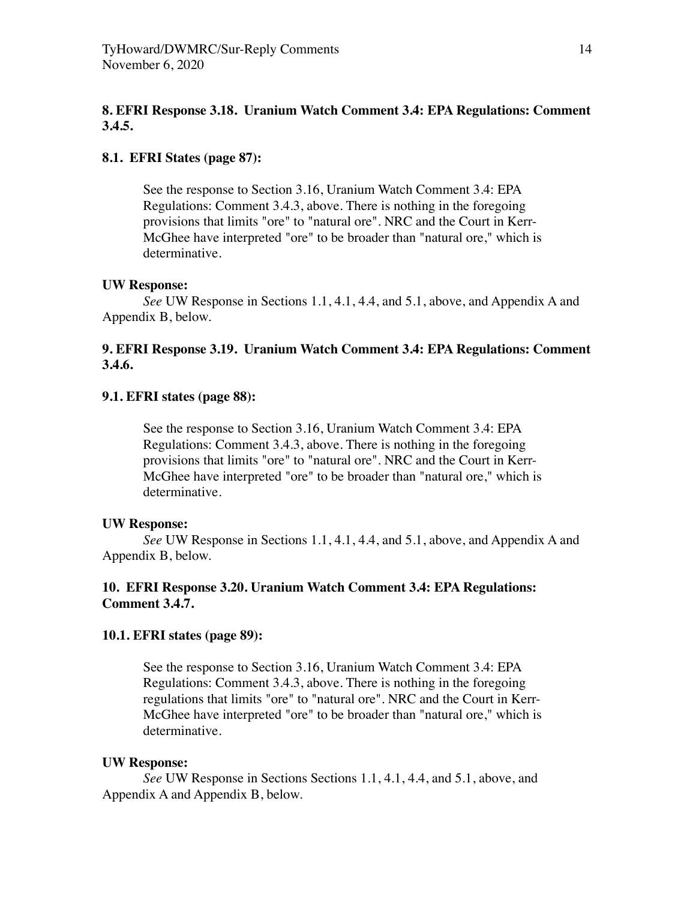### 8. EFRI Response 3.18. Uranium Watch Comment 3.4: EPA Regulations: Comment 3.4.5.

#### 8.1. EFRI States (page 87):

> See the response to Section 3.16, Uranium Watch Comment 3.4: EPA Regulations: Comment 3.4.3, above. There is nothing in the foregoing provisions that limits "ore" to "natural ore". NRC and the Court in Kerr-McGhee have interpreted "ore" to be broader than "natural ore," which is determinative.

**UW Response:**

*See* UW Response in Sections 1.1, 4.1, 4.4, and 5.1, above, and Appendix A and Appendix B, below.

### 9. EFRI Response 3.19. Uranium Watch Comment 3.4: EPA Regulations: Comment 3.4.6.

#### 9.1. EFRI states (page 88):

> See the response to Section 3.16, Uranium Watch Comment 3.4: EPA Regulations: Comment 3.4.3, above. There is nothing in the foregoing provisions that limits "ore" to "natural ore". NRC and the Court in Kerr-McGhee have interpreted "ore" to be broader than "natural ore," which is determinative.

**UW Response:**

*See* UW Response in Sections 1.1, 4.1, 4.4, and 5.1, above, and Appendix A and Appendix B, below.

### 10. EFRI Response 3.20. Uranium Watch Comment 3.4: EPA Regulations: Comment 3.4.7.

#### 10.1. EFRI states (page 89):

> See the response to Section 3.16, Uranium Watch Comment 3.4: EPA Regulations: Comment 3.4.3, above. There is nothing in the foregoing regulations that limits "ore" to "natural ore". NRC and the Court in Kerr-McGhee have interpreted "ore" to be broader than "natural ore," which is determinative.

**UW Response:**

*See* UW Response in Sections Sections 1.1, 4.1, 4.4, and 5.1, above, and Appendix A and Appendix B, below.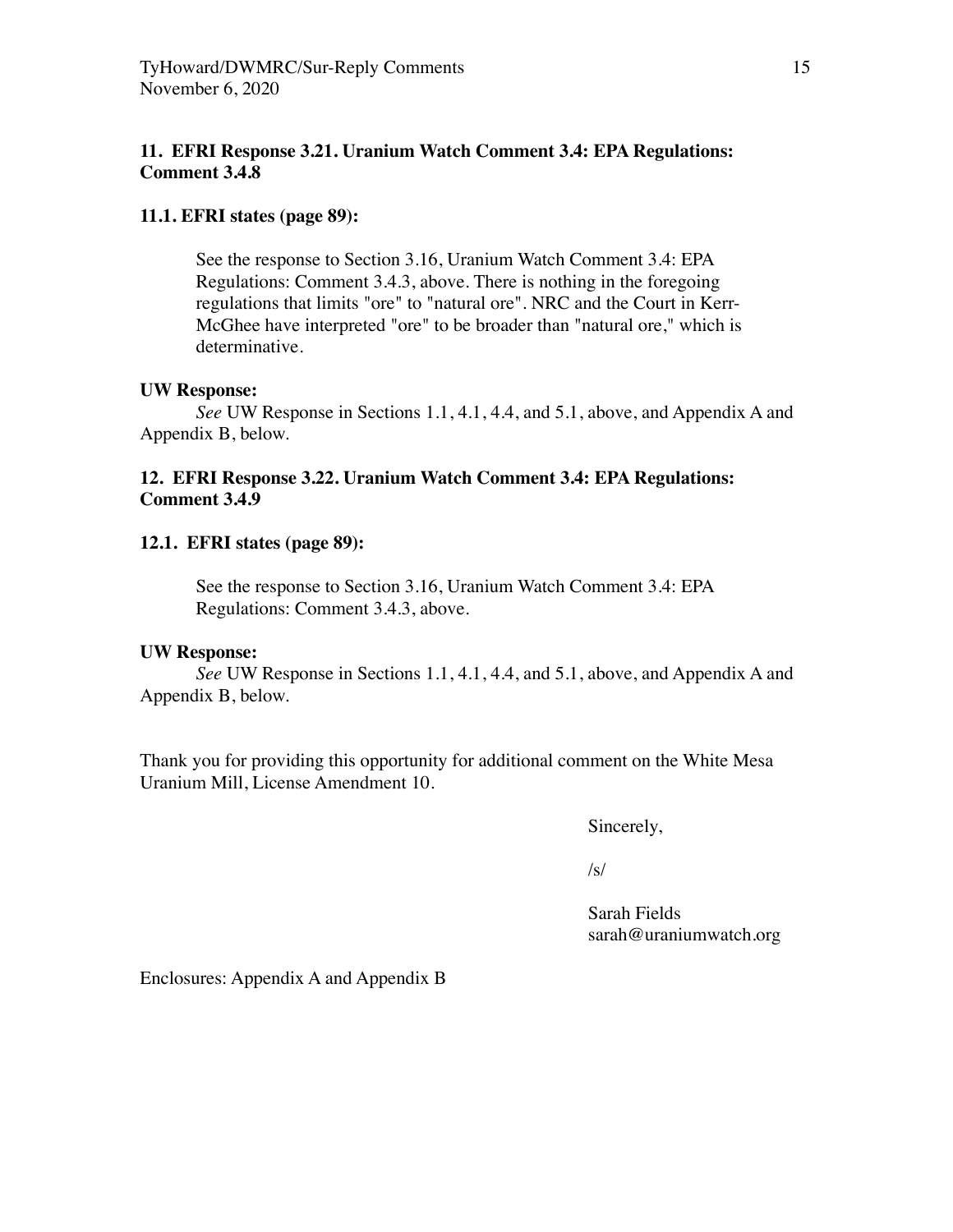**11. EFRI Response 3.21. Uranium Watch Comment 3.4: EPA Regulations: Comment 3.4.8**

**11.1. EFRI states (page 89):**

> See the response to Section 3.16, Uranium Watch Comment 3.4: EPA Regulations: Comment 3.4.3, above. There is nothing in the foregoing regulations that limits "ore" to "natural ore". NRC and the Court in Kerr-McGhee have interpreted "ore" to be broader than "natural ore," which is determinative.

**UW Response:**

*See* UW Response in Sections 1.1, 4.1, 4.4, and 5.1, above, and Appendix A and Appendix B, below.

**12. EFRI Response 3.22. Uranium Watch Comment 3.4: EPA Regulations: Comment 3.4.9**

**12.1. EFRI states (page 89):**

> See the response to Section 3.16, Uranium Watch Comment 3.4: EPA Regulations: Comment 3.4.3, above.

**UW Response:**

*See* UW Response in Sections 1.1, 4.1, 4.4, and 5.1, above, and Appendix A and Appendix B, below.

Thank you for providing this opportunity for additional comment on the White Mesa Uranium Mill, License Amendment 10.

Sincerely,

/s/

Sarah Fields
sarah@uraniumwatch.org

Enclosures: Appendix A and Appendix B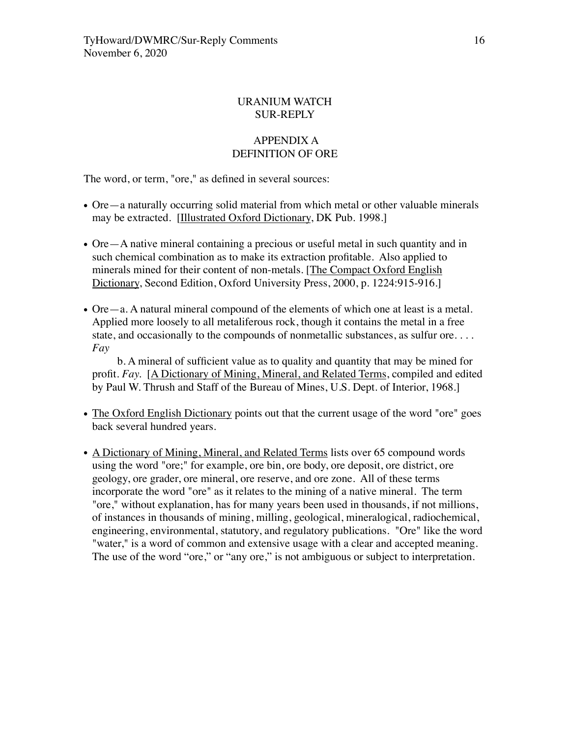## URANIUM WATCH
## SUR-REPLY

## APPENDIX A
## DEFINITION OF ORE

The word, or term, "ore," as defined in several sources:

- Ore—a naturally occurring solid material from which metal or other valuable minerals may be extracted. [Illustrated Oxford Dictionary, DK Pub. 1998.]

- Ore—A native mineral containing a precious or useful metal in such quantity and in such chemical combination as to make its extraction profitable. Also applied to minerals mined for their content of non-metals. [The Compact Oxford English Dictionary, Second Edition, Oxford University Press, 2000, p. 1224:915-916.]

- Ore—a. A natural mineral compound of the elements of which one at least is a metal. Applied more loosely to all metaliferous rock, though it contains the metal in a free state, and occasionally to the compounds of nonmetallic substances, as sulfur ore. . . . *Fay*

  b. A mineral of sufficient value as to quality and quantity that may be mined for profit. *Fay.* [A Dictionary of Mining, Mineral, and Related Terms, compiled and edited by Paul W. Thrush and Staff of the Bureau of Mines, U.S. Dept. of Interior, 1968.]

- The Oxford English Dictionary points out that the current usage of the word "ore" goes back several hundred years.

- A Dictionary of Mining, Mineral, and Related Terms lists over 65 compound words using the word "ore;" for example, ore bin, ore body, ore deposit, ore district, ore geology, ore grader, ore mineral, ore reserve, and ore zone. All of these terms incorporate the word "ore" as it relates to the mining of a native mineral. The term "ore," without explanation, has for many years been used in thousands, if not millions, of instances in thousands of mining, milling, geological, mineralogical, radiochemical, engineering, environmental, statutory, and regulatory publications. "Ore" like the word "water," is a word of common and extensive usage with a clear and accepted meaning. The use of the word "ore," or "any ore," is not ambiguous or subject to interpretation.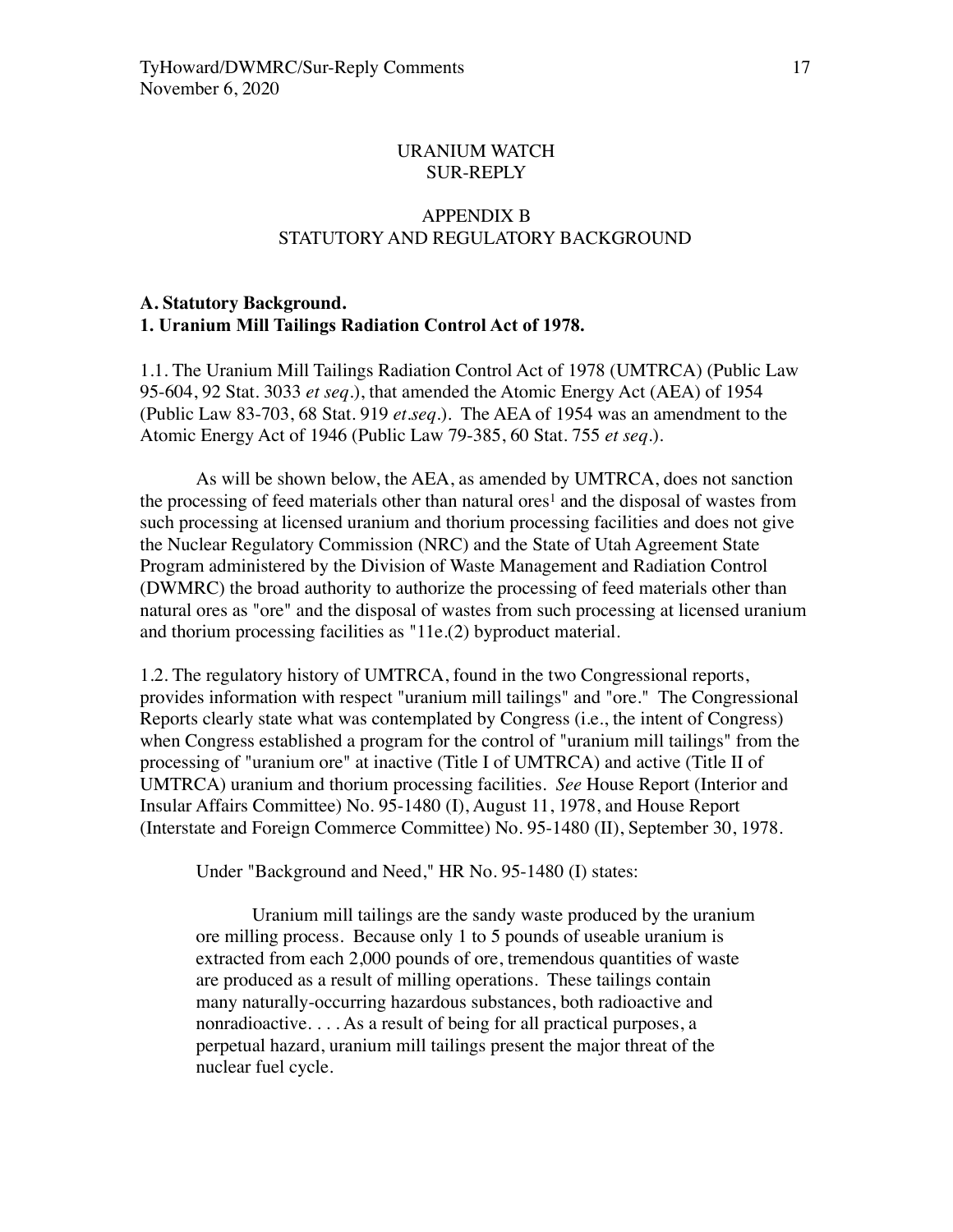URANIUM WATCH
SUR-REPLY

APPENDIX B
STATUTORY AND REGULATORY BACKGROUND

**A. Statutory Background.**
**1. Uranium Mill Tailings Radiation Control Act of 1978.**

1.1. The Uranium Mill Tailings Radiation Control Act of 1978 (UMTRCA) (Public Law 95-604, 92 Stat. 3033 *et seq*.), that amended the Atomic Energy Act (AEA) of 1954 (Public Law 83-703, 68 Stat. 919 *et.seq*.). The AEA of 1954 was an amendment to the Atomic Energy Act of 1946 (Public Law 79-385, 60 Stat. 755 *et seq*.).

As will be shown below, the AEA, as amended by UMTRCA, does not sanction the processing of feed materials other than natural ores[1] and the disposal of wastes from such processing at licensed uranium and thorium processing facilities and does not give the Nuclear Regulatory Commission (NRC) and the State of Utah Agreement State Program administered by the Division of Waste Management and Radiation Control (DWMRC) the broad authority to authorize the processing of feed materials other than natural ores as "ore" and the disposal of wastes from such processing at licensed uranium and thorium processing facilities as "11e.(2) byproduct material.

1.2. The regulatory history of UMTRCA, found in the two Congressional reports, provides information with respect "uranium mill tailings" and "ore." The Congressional Reports clearly state what was contemplated by Congress (i.e., the intent of Congress) when Congress established a program for the control of "uranium mill tailings" from the processing of "uranium ore" at inactive (Title I of UMTRCA) and active (Title II of UMTRCA) uranium and thorium processing facilities. *See* House Report (Interior and Insular Affairs Committee) No. 95-1480 (I), August 11, 1978, and House Report (Interstate and Foreign Commerce Committee) No. 95-1480 (II), September 30, 1978.

Under "Background and Need," HR No. 95-1480 (I) states:

> Uranium mill tailings are the sandy waste produced by the uranium ore milling process. Because only 1 to 5 pounds of useable uranium is extracted from each 2,000 pounds of ore, tremendous quantities of waste are produced as a result of milling operations. These tailings contain many naturally-occurring hazardous substances, both radioactive and nonradioactive. . . . As a result of being for all practical purposes, a perpetual hazard, uranium mill tailings present the major threat of the nuclear fuel cycle.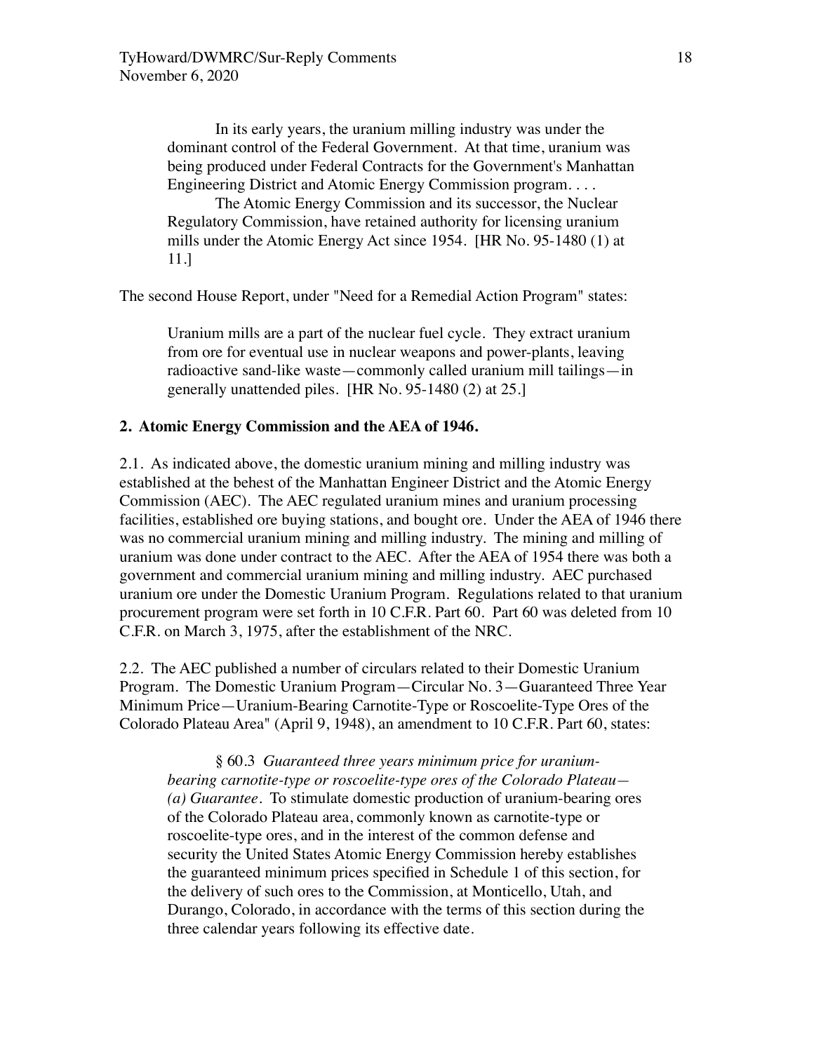> In its early years, the uranium milling industry was under the dominant control of the Federal Government. At that time, uranium was being produced under Federal Contracts for the Government's Manhattan Engineering District and Atomic Energy Commission program. . . .
>
> The Atomic Energy Commission and its successor, the Nuclear Regulatory Commission, have retained authority for licensing uranium mills under the Atomic Energy Act since 1954. [HR No. 95-1480 (1) at 11.]

The second House Report, under "Need for a Remedial Action Program" states:

> Uranium mills are a part of the nuclear fuel cycle. They extract uranium from ore for eventual use in nuclear weapons and power-plants, leaving radioactive sand-like waste—commonly called uranium mill tailings—in generally unattended piles. [HR No. 95-1480 (2) at 25.]

**2. Atomic Energy Commission and the AEA of 1946.**

2.1. As indicated above, the domestic uranium mining and milling industry was established at the behest of the Manhattan Engineer District and the Atomic Energy Commission (AEC). The AEC regulated uranium mines and uranium processing facilities, established ore buying stations, and bought ore. Under the AEA of 1946 there was no commercial uranium mining and milling industry. The mining and milling of uranium was done under contract to the AEC. After the AEA of 1954 there was both a government and commercial uranium mining and milling industry. AEC purchased uranium ore under the Domestic Uranium Program. Regulations related to that uranium procurement program were set forth in 10 C.F.R. Part 60. Part 60 was deleted from 10 C.F.R. on March 3, 1975, after the establishment of the NRC.

2.2. The AEC published a number of circulars related to their Domestic Uranium Program. The Domestic Uranium Program—Circular No. 3—Guaranteed Three Year Minimum Price—Uranium-Bearing Carnotite-Type or Roscoelite-Type Ores of the Colorado Plateau Area" (April 9, 1948), an amendment to 10 C.F.R. Part 60, states:

> § 60.3 *Guaranteed three years minimum price for uranium-bearing carnotite-type or roscoelite-type ores of the Colorado Plateau—(a) Guarantee*. To stimulate domestic production of uranium-bearing ores of the Colorado Plateau area, commonly known as carnotite-type or roscoelite-type ores, and in the interest of the common defense and security the United States Atomic Energy Commission hereby establishes the guaranteed minimum prices specified in Schedule 1 of this section, for the delivery of such ores to the Commission, at Monticello, Utah, and Durango, Colorado, in accordance with the terms of this section during the three calendar years following its effective date.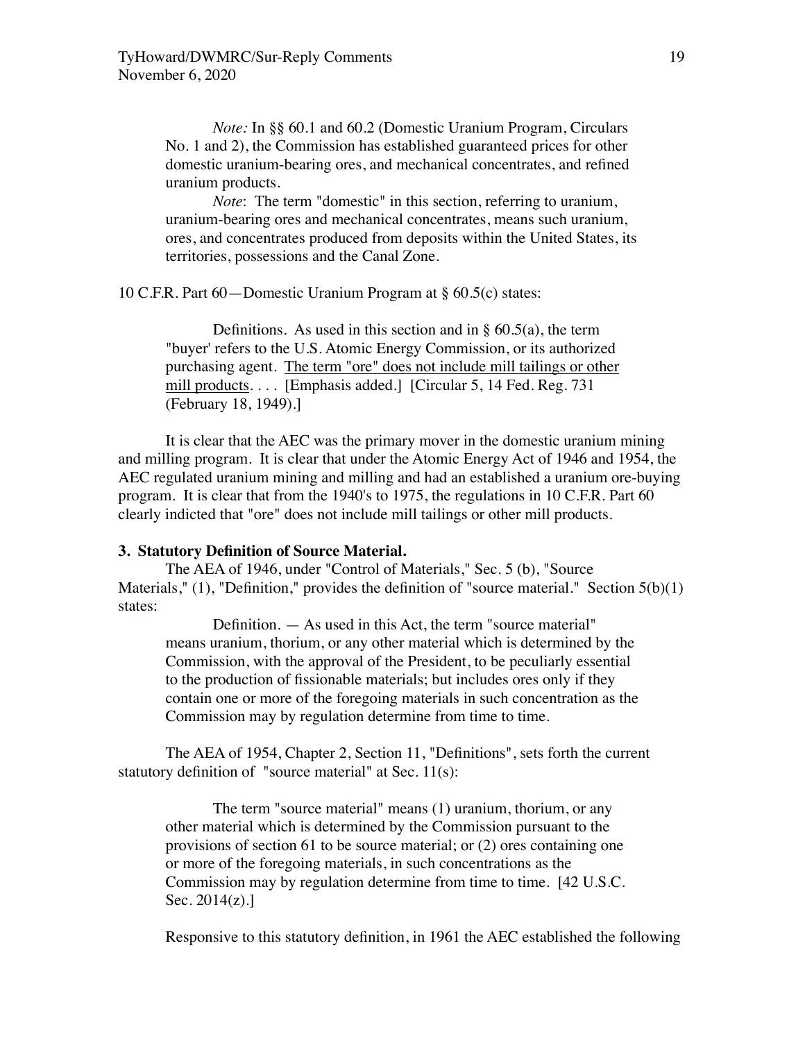> *Note:* In §§ 60.1 and 60.2 (Domestic Uranium Program, Circulars No. 1 and 2), the Commission has established guaranteed prices for other domestic uranium-bearing ores, and mechanical concentrates, and refined uranium products.
>
> *Note*: The term "domestic" in this section, referring to uranium, uranium-bearing ores and mechanical concentrates, means such uranium, ores, and concentrates produced from deposits within the United States, its territories, possessions and the Canal Zone.

10 C.F.R. Part 60—Domestic Uranium Program at § 60.5(c) states:

> Definitions. As used in this section and in § 60.5(a), the term "buyer' refers to the U.S. Atomic Energy Commission, or its authorized purchasing agent. <u>The term "ore" does not include mill tailings or other mill products</u>. . . . [Emphasis added.] [Circular 5, 14 Fed. Reg. 731 (February 18, 1949).]

It is clear that the AEC was the primary mover in the domestic uranium mining and milling program. It is clear that under the Atomic Energy Act of 1946 and 1954, the AEC regulated uranium mining and milling and had an established a uranium ore-buying program. It is clear that from the 1940's to 1975, the regulations in 10 C.F.R. Part 60 clearly indicted that "ore" does not include mill tailings or other mill products.

**3. Statutory Definition of Source Material.**

The AEA of 1946, under "Control of Materials," Sec. 5 (b), "Source Materials," (1), "Definition," provides the definition of "source material." Section 5(b)(1) states:

> Definition. — As used in this Act, the term "source material" means uranium, thorium, or any other material which is determined by the Commission, with the approval of the President, to be peculiarly essential to the production of fissionable materials; but includes ores only if they contain one or more of the foregoing materials in such concentration as the Commission may by regulation determine from time to time.

The AEA of 1954, Chapter 2, Section 11, "Definitions", sets forth the current statutory definition of "source material" at Sec. 11(s):

> The term "source material" means (1) uranium, thorium, or any other material which is determined by the Commission pursuant to the provisions of section 61 to be source material; or (2) ores containing one or more of the foregoing materials, in such concentrations as the Commission may by regulation determine from time to time. [42 U.S.C. Sec. 2014(z).]

Responsive to this statutory definition, in 1961 the AEC established the following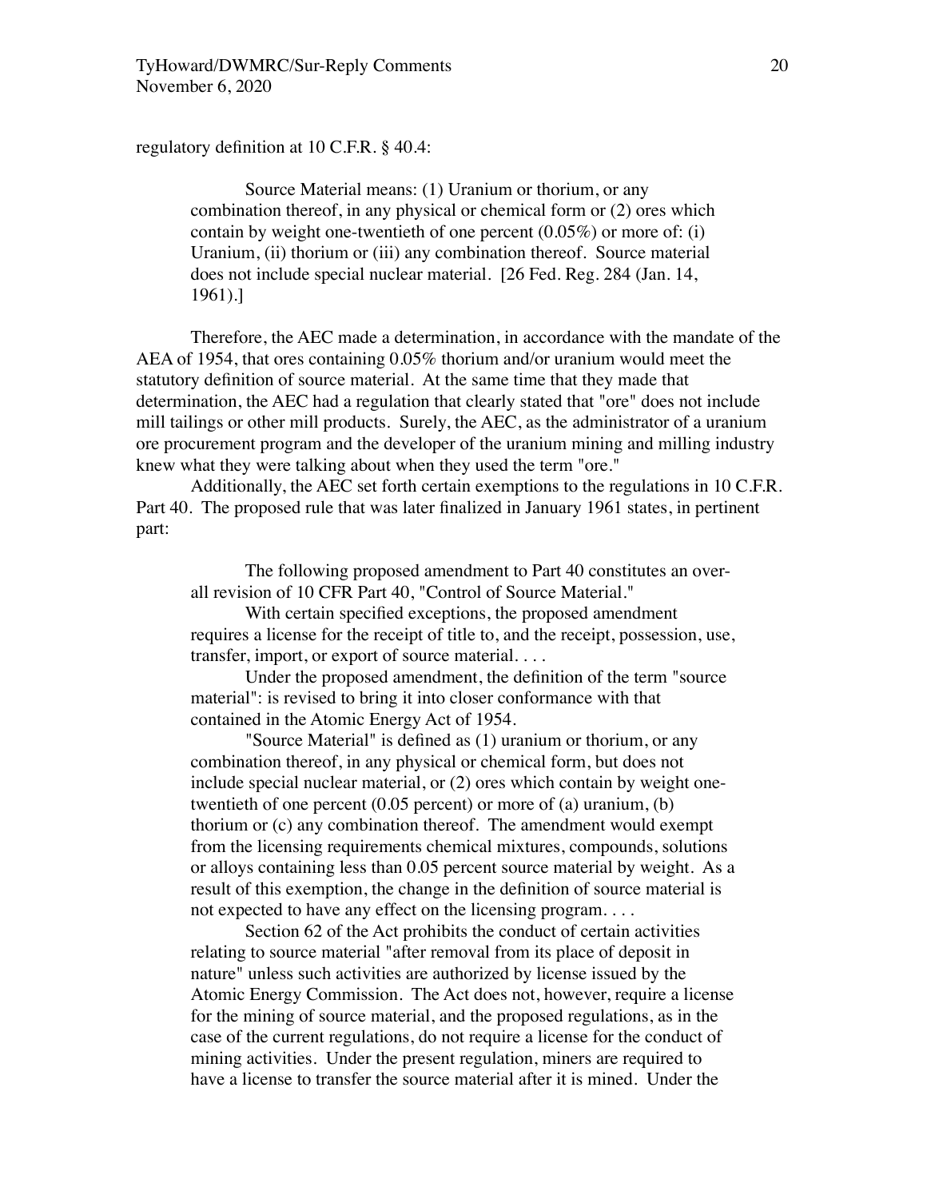regulatory definition at 10 C.F.R. § 40.4:

> Source Material means: (1) Uranium or thorium, or any combination thereof, in any physical or chemical form or (2) ores which contain by weight one-twentieth of one percent (0.05%) or more of: (i) Uranium, (ii) thorium or (iii) any combination thereof. Source material does not include special nuclear material. [26 Fed. Reg. 284 (Jan. 14, 1961).]

Therefore, the AEC made a determination, in accordance with the mandate of the AEA of 1954, that ores containing 0.05% thorium and/or uranium would meet the statutory definition of source material. At the same time that they made that determination, the AEC had a regulation that clearly stated that "ore" does not include mill tailings or other mill products. Surely, the AEC, as the administrator of a uranium ore procurement program and the developer of the uranium mining and milling industry knew what they were talking about when they used the term "ore."

Additionally, the AEC set forth certain exemptions to the regulations in 10 C.F.R. Part 40. The proposed rule that was later finalized in January 1961 states, in pertinent part:

> The following proposed amendment to Part 40 constitutes an over-all revision of 10 CFR Part 40, "Control of Source Material."
>
> With certain specified exceptions, the proposed amendment requires a license for the receipt of title to, and the receipt, possession, use, transfer, import, or export of source material. . . .
>
> Under the proposed amendment, the definition of the term "source material": is revised to bring it into closer conformance with that contained in the Atomic Energy Act of 1954.
>
> "Source Material" is defined as (1) uranium or thorium, or any combination thereof, in any physical or chemical form, but does not include special nuclear material, or (2) ores which contain by weight one-twentieth of one percent (0.05 percent) or more of (a) uranium, (b) thorium or (c) any combination thereof. The amendment would exempt from the licensing requirements chemical mixtures, compounds, solutions or alloys containing less than 0.05 percent source material by weight. As a result of this exemption, the change in the definition of source material is not expected to have any effect on the licensing program. . . .
>
> Section 62 of the Act prohibits the conduct of certain activities relating to source material "after removal from its place of deposit in nature" unless such activities are authorized by license issued by the Atomic Energy Commission. The Act does not, however, require a license for the mining of source material, and the proposed regulations, as in the case of the current regulations, do not require a license for the conduct of mining activities. Under the present regulation, miners are required to have a license to transfer the source material after it is mined. Under the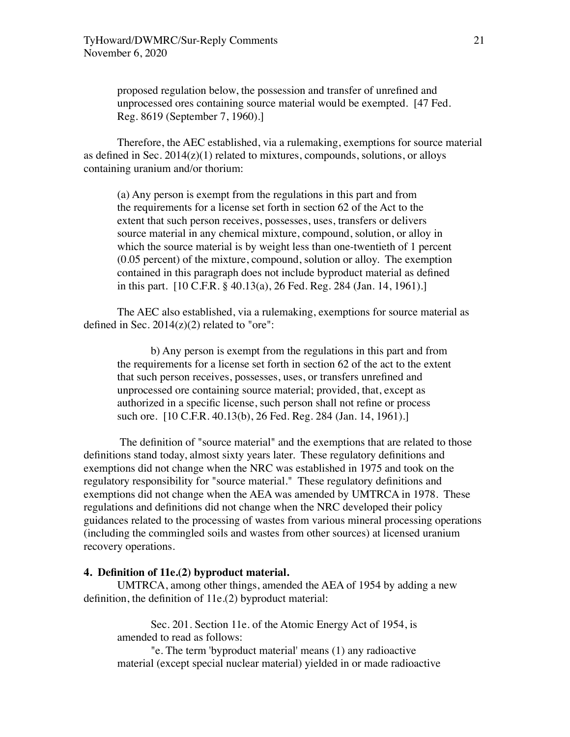> proposed regulation below, the possession and transfer of unrefined and unprocessed ores containing source material would be exempted. [47 Fed. Reg. 8619 (September 7, 1960).]

Therefore, the AEC established, via a rulemaking, exemptions for source material as defined in Sec. 2014(z)(1) related to mixtures, compounds, solutions, or alloys containing uranium and/or thorium:

> (a) Any person is exempt from the regulations in this part and from the requirements for a license set forth in section 62 of the Act to the extent that such person receives, possesses, uses, transfers or delivers source material in any chemical mixture, compound, solution, or alloy in which the source material is by weight less than one-twentieth of 1 percent (0.05 percent) of the mixture, compound, solution or alloy. The exemption contained in this paragraph does not include byproduct material as defined in this part. [10 C.F.R. § 40.13(a), 26 Fed. Reg. 284 (Jan. 14, 1961).]

The AEC also established, via a rulemaking, exemptions for source material as defined in Sec. 2014(z)(2) related to "ore":

> b) Any person is exempt from the regulations in this part and from the requirements for a license set forth in section 62 of the act to the extent that such person receives, possesses, uses, or transfers unrefined and unprocessed ore containing source material; provided, that, except as authorized in a specific license, such person shall not refine or process such ore. [10 C.F.R. 40.13(b), 26 Fed. Reg. 284 (Jan. 14, 1961).]

The definition of "source material" and the exemptions that are related to those definitions stand today, almost sixty years later. These regulatory definitions and exemptions did not change when the NRC was established in 1975 and took on the regulatory responsibility for "source material." These regulatory definitions and exemptions did not change when the AEA was amended by UMTRCA in 1978. These regulations and definitions did not change when the NRC developed their policy guidances related to the processing of wastes from various mineral processing operations (including the commingled soils and wastes from other sources) at licensed uranium recovery operations.

**4. Definition of 11e.(2) byproduct material.**

UMTRCA, among other things, amended the AEA of 1954 by adding a new definition, the definition of 11e.(2) byproduct material:

> Sec. 201. Section 11e. of the Atomic Energy Act of 1954, is amended to read as follows:
>
> "e. The term 'byproduct material' means (1) any radioactive material (except special nuclear material) yielded in or made radioactive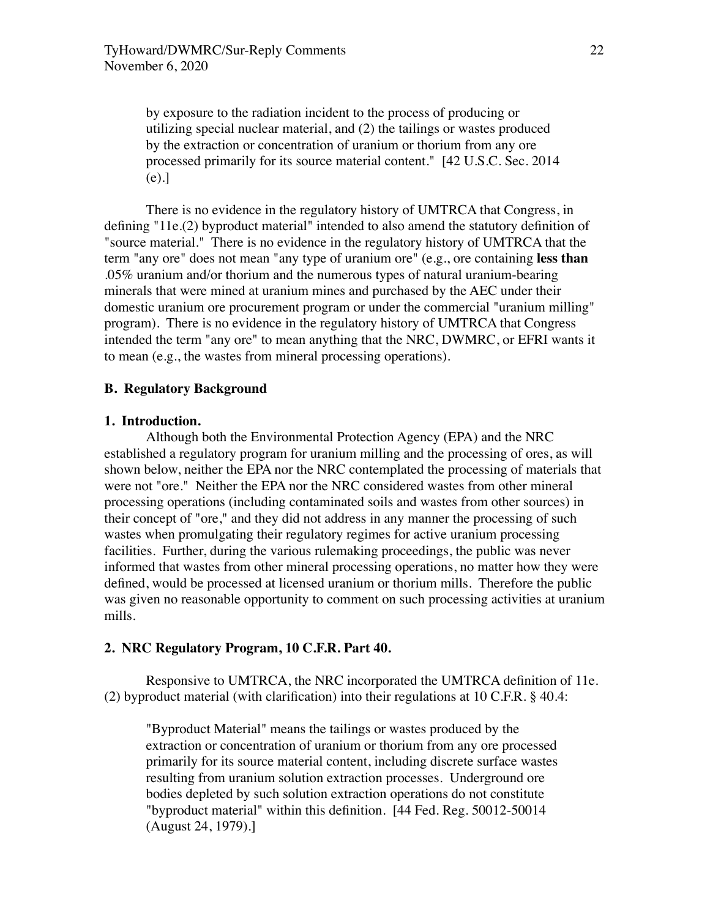> by exposure to the radiation incident to the process of producing or utilizing special nuclear material, and (2) the tailings or wastes produced by the extraction or concentration of uranium or thorium from any ore processed primarily for its source material content." [42 U.S.C. Sec. 2014 (e).]

There is no evidence in the regulatory history of UMTRCA that Congress, in defining "11e.(2) byproduct material" intended to also amend the statutory definition of "source material." There is no evidence in the regulatory history of UMTRCA that the term "any ore" does not mean "any type of uranium ore" (e.g., ore containing **less than** .05% uranium and/or thorium and the numerous types of natural uranium-bearing minerals that were mined at uranium mines and purchased by the AEC under their domestic uranium ore procurement program or under the commercial "uranium milling" program). There is no evidence in the regulatory history of UMTRCA that Congress intended the term "any ore" to mean anything that the NRC, DWMRC, or EFRI wants it to mean (e.g., the wastes from mineral processing operations).

### B. Regulatory Background

#### 1. Introduction.

Although both the Environmental Protection Agency (EPA) and the NRC established a regulatory program for uranium milling and the processing of ores, as will shown below, neither the EPA nor the NRC contemplated the processing of materials that were not "ore." Neither the EPA nor the NRC considered wastes from other mineral processing operations (including contaminated soils and wastes from other sources) in their concept of "ore," and they did not address in any manner the processing of such wastes when promulgating their regulatory regimes for active uranium processing facilities. Further, during the various rulemaking proceedings, the public was never informed that wastes from other mineral processing operations, no matter how they were defined, would be processed at licensed uranium or thorium mills. Therefore the public was given no reasonable opportunity to comment on such processing activities at uranium mills.

#### 2. NRC Regulatory Program, 10 C.F.R. Part 40.

Responsive to UMTRCA, the NRC incorporated the UMTRCA definition of 11e.(2) byproduct material (with clarification) into their regulations at 10 C.F.R. § 40.4:

> "Byproduct Material" means the tailings or wastes produced by the extraction or concentration of uranium or thorium from any ore processed primarily for its source material content, including discrete surface wastes resulting from uranium solution extraction processes. Underground ore bodies depleted by such solution extraction operations do not constitute "byproduct material" within this definition. [44 Fed. Reg. 50012-50014 (August 24, 1979).]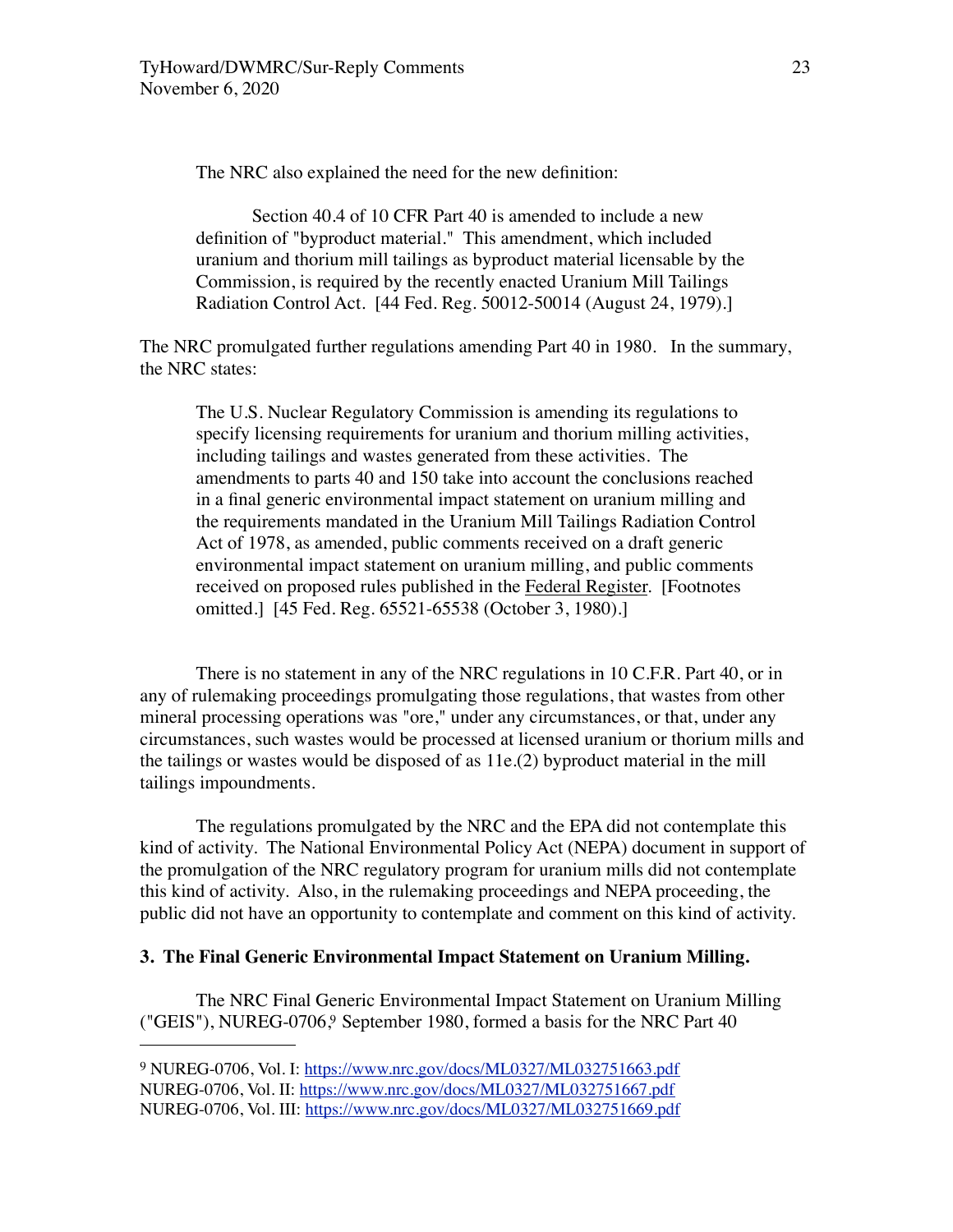The NRC also explained the need for the new definition:

> Section 40.4 of 10 CFR Part 40 is amended to include a new definition of "byproduct material." This amendment, which included uranium and thorium mill tailings as byproduct material licensable by the Commission, is required by the recently enacted Uranium Mill Tailings Radiation Control Act. [44 Fed. Reg. 50012-50014 (August 24, 1979).]

The NRC promulgated further regulations amending Part 40 in 1980. In the summary, the NRC states:

> The U.S. Nuclear Regulatory Commission is amending its regulations to specify licensing requirements for uranium and thorium milling activities, including tailings and wastes generated from these activities. The amendments to parts 40 and 150 take into account the conclusions reached in a final generic environmental impact statement on uranium milling and the requirements mandated in the Uranium Mill Tailings Radiation Control Act of 1978, as amended, public comments received on a draft generic environmental impact statement on uranium milling, and public comments received on proposed rules published in the Federal Register. [Footnotes omitted.] [45 Fed. Reg. 65521-65538 (October 3, 1980).]

There is no statement in any of the NRC regulations in 10 C.F.R. Part 40, or in any of rulemaking proceedings promulgating those regulations, that wastes from other mineral processing operations was "ore," under any circumstances, or that, under any circumstances, such wastes would be processed at licensed uranium or thorium mills and the tailings or wastes would be disposed of as 11e.(2) byproduct material in the mill tailings impoundments.

The regulations promulgated by the NRC and the EPA did not contemplate this kind of activity. The National Environmental Policy Act (NEPA) document in support of the promulgation of the NRC regulatory program for uranium mills did not contemplate this kind of activity. Also, in the rulemaking proceedings and NEPA proceeding, the public did not have an opportunity to contemplate and comment on this kind of activity.

**3. The Final Generic Environmental Impact Statement on Uranium Milling.**

The NRC Final Generic Environmental Impact Statement on Uranium Milling ("GEIS"), NUREG-0706,[9] September 1980, formed a basis for the NRC Part 40

---

[9] NUREG-0706, Vol. I: https://www.nrc.gov/docs/ML0327/ML032751663.pdf
NUREG-0706, Vol. II: https://www.nrc.gov/docs/ML0327/ML032751667.pdf
NUREG-0706, Vol. III: https://www.nrc.gov/docs/ML0327/ML032751669.pdf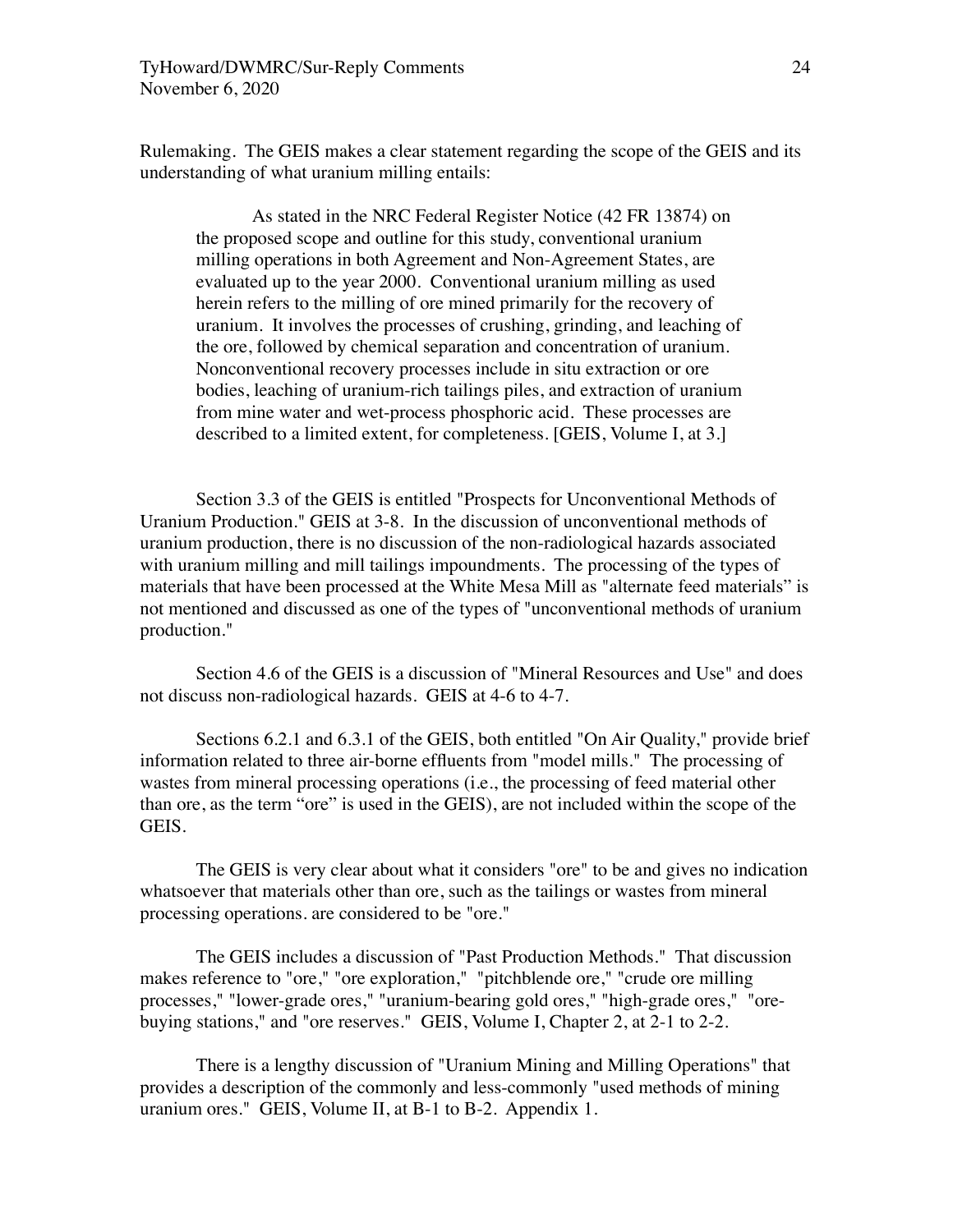Rulemaking. The GEIS makes a clear statement regarding the scope of the GEIS and its understanding of what uranium milling entails:

> As stated in the NRC Federal Register Notice (42 FR 13874) on the proposed scope and outline for this study, conventional uranium milling operations in both Agreement and Non-Agreement States, are evaluated up to the year 2000. Conventional uranium milling as used herein refers to the milling of ore mined primarily for the recovery of uranium. It involves the processes of crushing, grinding, and leaching of the ore, followed by chemical separation and concentration of uranium. Nonconventional recovery processes include in situ extraction or ore bodies, leaching of uranium-rich tailings piles, and extraction of uranium from mine water and wet-process phosphoric acid. These processes are described to a limited extent, for completeness. [GEIS, Volume I, at 3.]

Section 3.3 of the GEIS is entitled "Prospects for Unconventional Methods of Uranium Production." GEIS at 3-8. In the discussion of unconventional methods of uranium production, there is no discussion of the non-radiological hazards associated with uranium milling and mill tailings impoundments. The processing of the types of materials that have been processed at the White Mesa Mill as "alternate feed materials" is not mentioned and discussed as one of the types of "unconventional methods of uranium production."

Section 4.6 of the GEIS is a discussion of "Mineral Resources and Use" and does not discuss non-radiological hazards. GEIS at 4-6 to 4-7.

Sections 6.2.1 and 6.3.1 of the GEIS, both entitled "On Air Quality," provide brief information related to three air-borne effluents from "model mills." The processing of wastes from mineral processing operations (i.e., the processing of feed material other than ore, as the term "ore" is used in the GEIS), are not included within the scope of the GEIS.

The GEIS is very clear about what it considers "ore" to be and gives no indication whatsoever that materials other than ore, such as the tailings or wastes from mineral processing operations. are considered to be "ore."

The GEIS includes a discussion of "Past Production Methods." That discussion makes reference to "ore," "ore exploration," "pitchblende ore," "crude ore milling processes," "lower-grade ores," "uranium-bearing gold ores," "high-grade ores," "ore-buying stations," and "ore reserves." GEIS, Volume I, Chapter 2, at 2-1 to 2-2.

There is a lengthy discussion of "Uranium Mining and Milling Operations" that provides a description of the commonly and less-commonly "used methods of mining uranium ores." GEIS, Volume II, at B-1 to B-2. Appendix 1.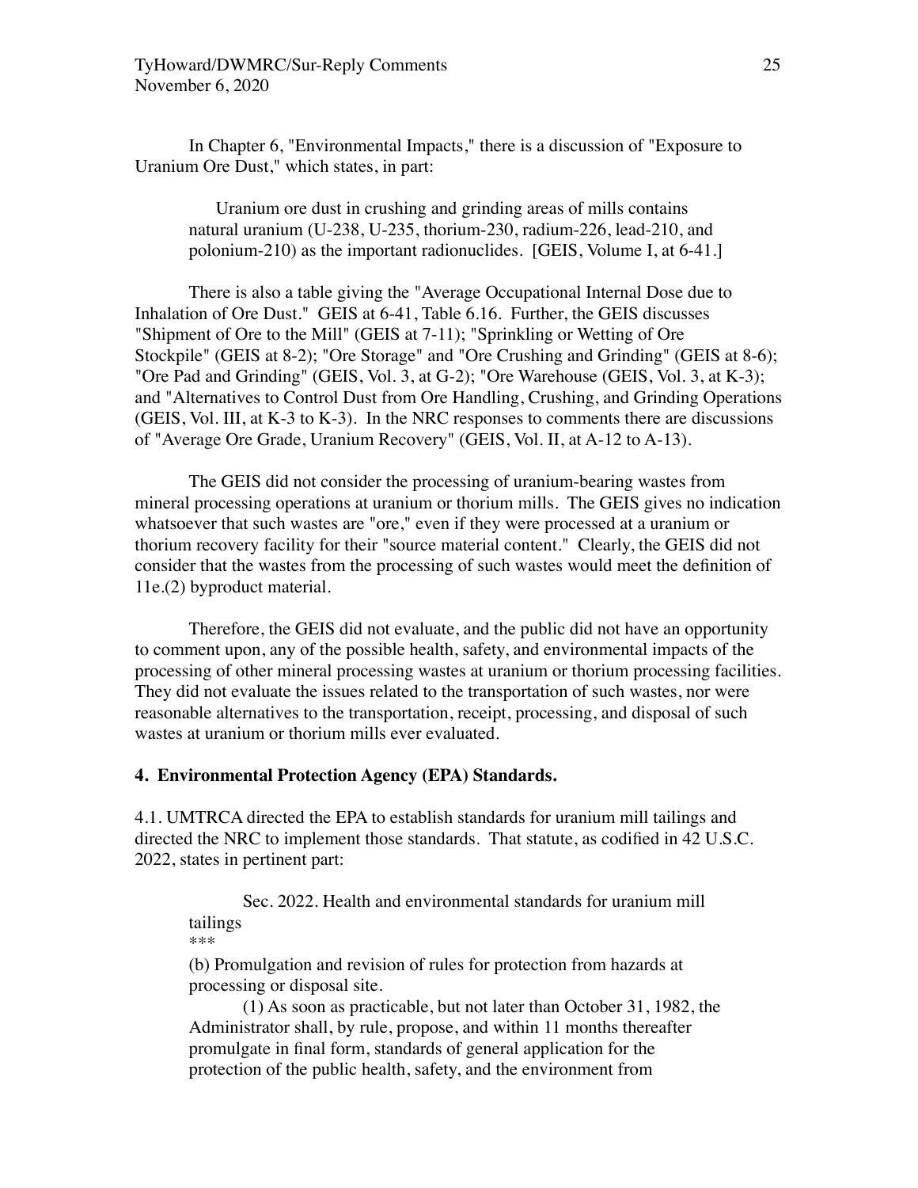In Chapter 6, "Environmental Impacts," there is a discussion of "Exposure to Uranium Ore Dust," which states, in part:

> Uranium ore dust in crushing and grinding areas of mills contains natural uranium (U-238, U-235, thorium-230, radium-226, lead-210, and polonium-210) as the important radionuclides. [GEIS, Volume I, at 6-41.]

There is also a table giving the "Average Occupational Internal Dose due to Inhalation of Ore Dust." GEIS at 6-41, Table 6.16. Further, the GEIS discusses "Shipment of Ore to the Mill" (GEIS at 7-11); "Sprinkling or Wetting of Ore Stockpile" (GEIS at 8-2); "Ore Storage" and "Ore Crushing and Grinding" (GEIS at 8-6); "Ore Pad and Grinding" (GEIS, Vol. 3, at G-2); "Ore Warehouse (GEIS, Vol. 3, at K-3); and "Alternatives to Control Dust from Ore Handling, Crushing, and Grinding Operations (GEIS, Vol. III, at K-3 to K-3). In the NRC responses to comments there are discussions of "Average Ore Grade, Uranium Recovery" (GEIS, Vol. II, at A-12 to A-13).

The GEIS did not consider the processing of uranium-bearing wastes from mineral processing operations at uranium or thorium mills. The GEIS gives no indication whatsoever that such wastes are "ore," even if they were processed at a uranium or thorium recovery facility for their "source material content." Clearly, the GEIS did not consider that the wastes from the processing of such wastes would meet the definition of 11e.(2) byproduct material.

Therefore, the GEIS did not evaluate, and the public did not have an opportunity to comment upon, any of the possible health, safety, and environmental impacts of the processing of other mineral processing wastes at uranium or thorium processing facilities. They did not evaluate the issues related to the transportation of such wastes, nor were reasonable alternatives to the transportation, receipt, processing, and disposal of such wastes at uranium or thorium mills ever evaluated.

**4. Environmental Protection Agency (EPA) Standards.**

4.1. UMTRCA directed the EPA to establish standards for uranium mill tailings and directed the NRC to implement those standards. That statute, as codified in 42 U.S.C. 2022, states in pertinent part:

> Sec. 2022. Health and environmental standards for uranium mill tailings
>
> \*\*\*
>
> (b) Promulgation and revision of rules for protection from hazards at processing or disposal site.
>
> (1) As soon as practicable, but not later than October 31, 1982, the Administrator shall, by rule, propose, and within 11 months thereafter promulgate in final form, standards of general application for the protection of the public health, safety, and the environment from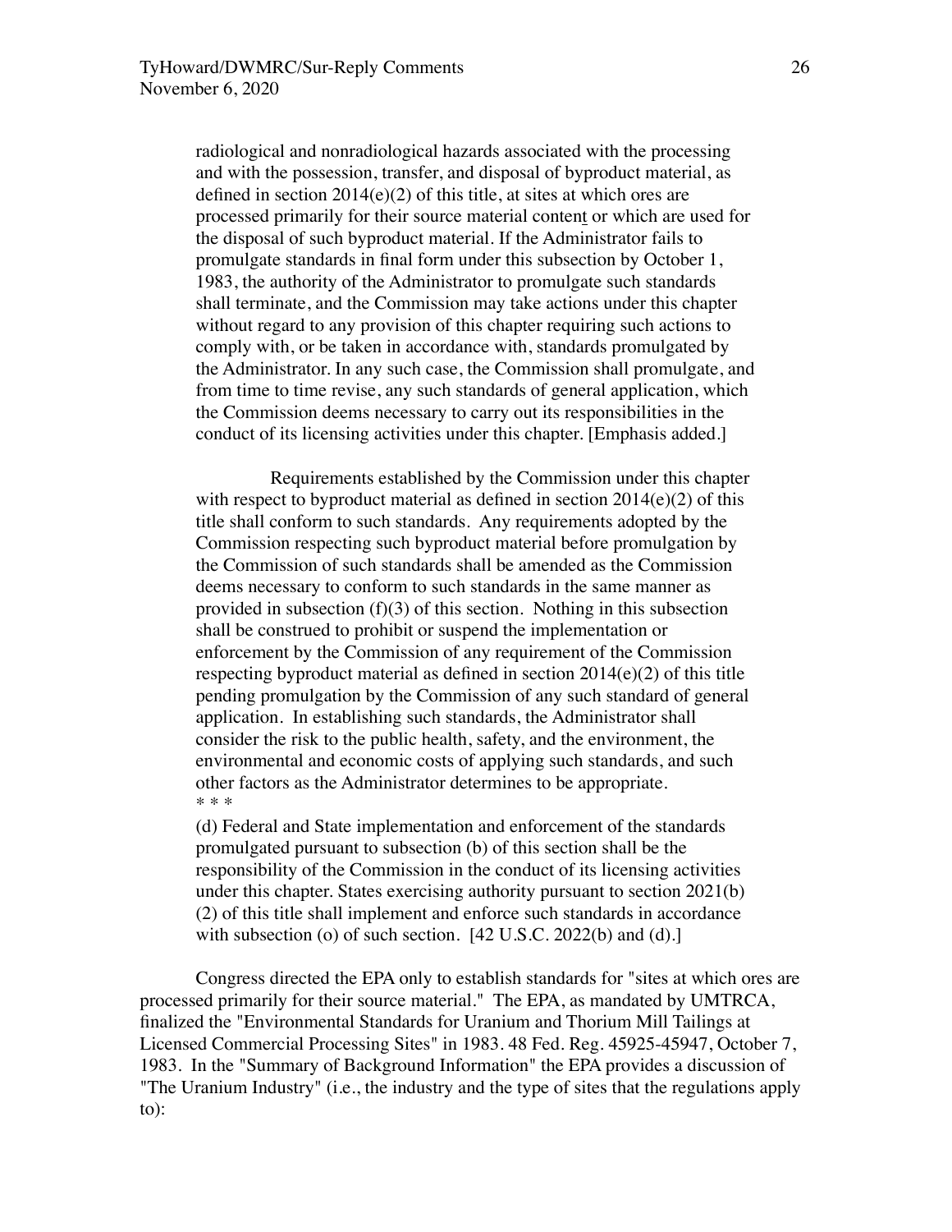radiological and nonradiological hazards associated with the processing and with the possession, transfer, and disposal of byproduct material, as defined in section 2014(e)(2) of this title, at sites at which ores are processed primarily for their source material content or which are used for the disposal of such byproduct material. If the Administrator fails to promulgate standards in final form under this subsection by October 1, 1983, the authority of the Administrator to promulgate such standards shall terminate, and the Commission may take actions under this chapter without regard to any provision of this chapter requiring such actions to comply with, or be taken in accordance with, standards promulgated by the Administrator. In any such case, the Commission shall promulgate, and from time to time revise, any such standards of general application, which the Commission deems necessary to carry out its responsibilities in the conduct of its licensing activities under this chapter. [Emphasis added.]

> Requirements established by the Commission under this chapter with respect to byproduct material as defined in section 2014(e)(2) of this title shall conform to such standards. Any requirements adopted by the Commission respecting such byproduct material before promulgation by the Commission of such standards shall be amended as the Commission deems necessary to conform to such standards in the same manner as provided in subsection (f)(3) of this section. Nothing in this subsection shall be construed to prohibit or suspend the implementation or enforcement by the Commission of any requirement of the Commission respecting byproduct material as defined in section 2014(e)(2) of this title pending promulgation by the Commission of any such standard of general application. In establishing such standards, the Administrator shall consider the risk to the public health, safety, and the environment, the environmental and economic costs of applying such standards, and such other factors as the Administrator determines to be appropriate.
> * * *
> (d) Federal and State implementation and enforcement of the standards promulgated pursuant to subsection (b) of this section shall be the responsibility of the Commission in the conduct of its licensing activities under this chapter. States exercising authority pursuant to section 2021(b)(2) of this title shall implement and enforce such standards in accordance with subsection (o) of such section. [42 U.S.C. 2022(b) and (d).]

Congress directed the EPA only to establish standards for "sites at which ores are processed primarily for their source material." The EPA, as mandated by UMTRCA, finalized the "Environmental Standards for Uranium and Thorium Mill Tailings at Licensed Commercial Processing Sites" in 1983. 48 Fed. Reg. 45925-45947, October 7, 1983. In the "Summary of Background Information" the EPA provides a discussion of "The Uranium Industry" (i.e., the industry and the type of sites that the regulations apply to):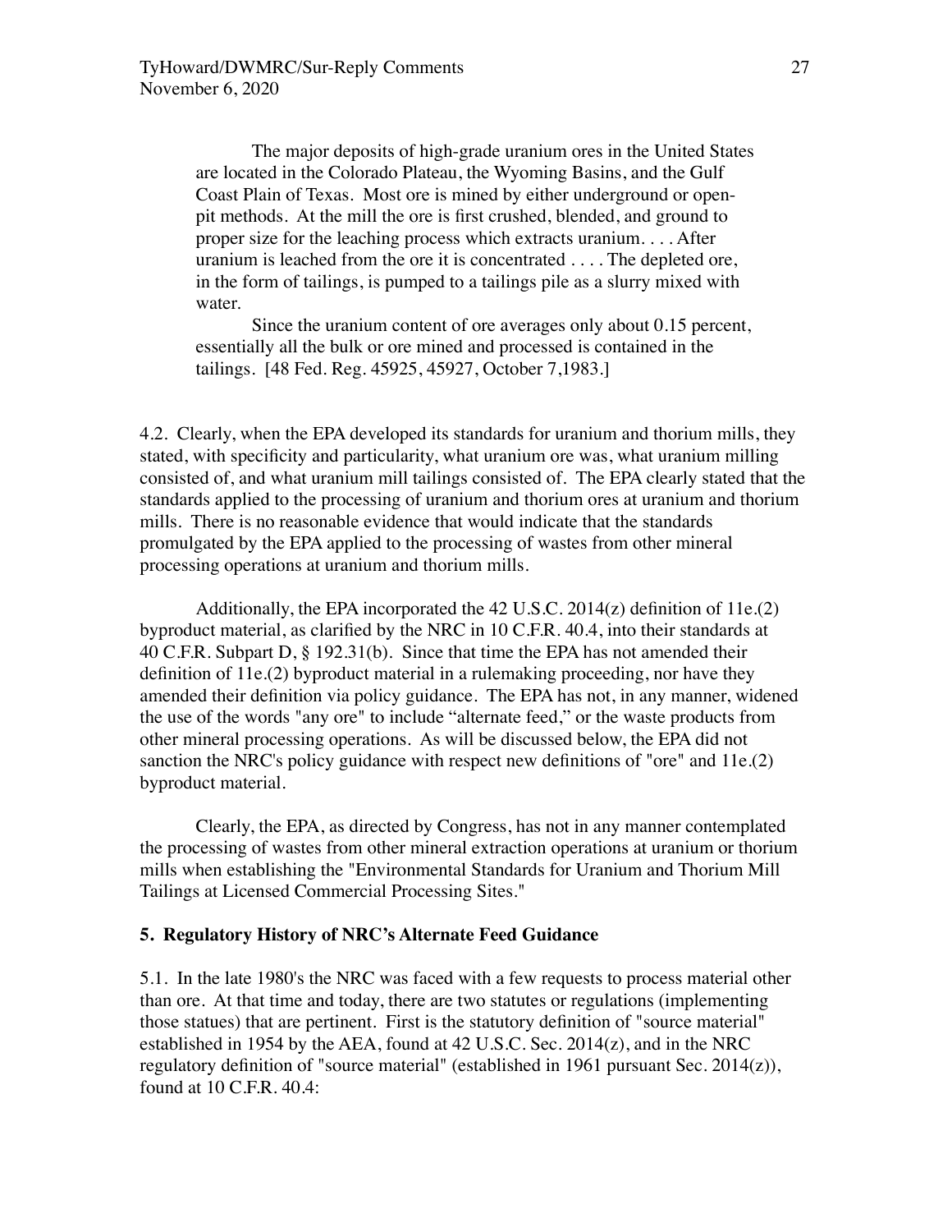> The major deposits of high-grade uranium ores in the United States are located in the Colorado Plateau, the Wyoming Basins, and the Gulf Coast Plain of Texas. Most ore is mined by either underground or open-pit methods. At the mill the ore is first crushed, blended, and ground to proper size for the leaching process which extracts uranium. . . . After uranium is leached from the ore it is concentrated . . . . The depleted ore, in the form of tailings, is pumped to a tailings pile as a slurry mixed with water.
>
> Since the uranium content of ore averages only about 0.15 percent, essentially all the bulk or ore mined and processed is contained in the tailings. [48 Fed. Reg. 45925, 45927, October 7,1983.]

4.2. Clearly, when the EPA developed its standards for uranium and thorium mills, they stated, with specificity and particularity, what uranium ore was, what uranium milling consisted of, and what uranium mill tailings consisted of. The EPA clearly stated that the standards applied to the processing of uranium and thorium ores at uranium and thorium mills. There is no reasonable evidence that would indicate that the standards promulgated by the EPA applied to the processing of wastes from other mineral processing operations at uranium and thorium mills.

Additionally, the EPA incorporated the 42 U.S.C. 2014(z) definition of 11e.(2) byproduct material, as clarified by the NRC in 10 C.F.R. 40.4, into their standards at 40 C.F.R. Subpart D, § 192.31(b). Since that time the EPA has not amended their definition of 11e.(2) byproduct material in a rulemaking proceeding, nor have they amended their definition via policy guidance. The EPA has not, in any manner, widened the use of the words "any ore" to include "alternate feed," or the waste products from other mineral processing operations. As will be discussed below, the EPA did not sanction the NRC's policy guidance with respect new definitions of "ore" and 11e.(2) byproduct material.

Clearly, the EPA, as directed by Congress, has not in any manner contemplated the processing of wastes from other mineral extraction operations at uranium or thorium mills when establishing the "Environmental Standards for Uranium and Thorium Mill Tailings at Licensed Commercial Processing Sites."

## 5. Regulatory History of NRC's Alternate Feed Guidance

5.1. In the late 1980's the NRC was faced with a few requests to process material other than ore. At that time and today, there are two statutes or regulations (implementing those statues) that are pertinent. First is the statutory definition of "source material" established in 1954 by the AEA, found at 42 U.S.C. Sec. 2014(z), and in the NRC regulatory definition of "source material" (established in 1961 pursuant Sec. 2014(z)), found at 10 C.F.R. 40.4: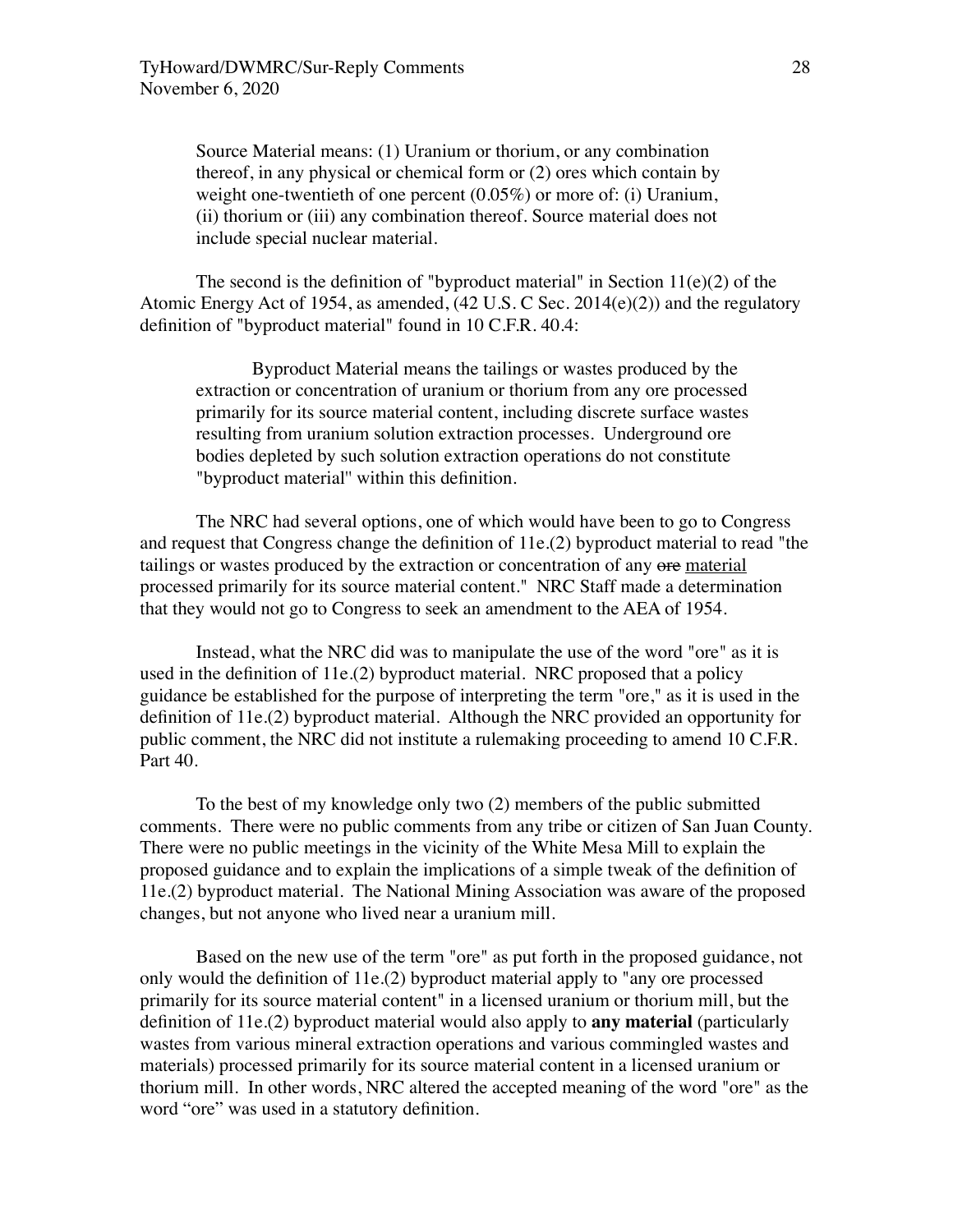> Source Material means: (1) Uranium or thorium, or any combination thereof, in any physical or chemical form or (2) ores which contain by weight one-twentieth of one percent (0.05%) or more of: (i) Uranium, (ii) thorium or (iii) any combination thereof. Source material does not include special nuclear material.

The second is the definition of "byproduct material" in Section 11(e)(2) of the Atomic Energy Act of 1954, as amended, (42 U.S. C Sec. 2014(e)(2)) and the regulatory definition of "byproduct material" found in 10 C.F.R. 40.4:

> Byproduct Material means the tailings or wastes produced by the extraction or concentration of uranium or thorium from any ore processed primarily for its source material content, including discrete surface wastes resulting from uranium solution extraction processes. Underground ore bodies depleted by such solution extraction operations do not constitute "byproduct material" within this definition.

The NRC had several options, one of which would have been to go to Congress and request that Congress change the definition of 11e.(2) byproduct material to read "the tailings or wastes produced by the extraction or concentration of any ~~ore~~ <u>material</u> processed primarily for its source material content." NRC Staff made a determination that they would not go to Congress to seek an amendment to the AEA of 1954.

Instead, what the NRC did was to manipulate the use of the word "ore" as it is used in the definition of 11e.(2) byproduct material. NRC proposed that a policy guidance be established for the purpose of interpreting the term "ore," as it is used in the definition of 11e.(2) byproduct material. Although the NRC provided an opportunity for public comment, the NRC did not institute a rulemaking proceeding to amend 10 C.F.R. Part 40.

To the best of my knowledge only two (2) members of the public submitted comments. There were no public comments from any tribe or citizen of San Juan County. There were no public meetings in the vicinity of the White Mesa Mill to explain the proposed guidance and to explain the implications of a simple tweak of the definition of 11e.(2) byproduct material. The National Mining Association was aware of the proposed changes, but not anyone who lived near a uranium mill.

Based on the new use of the term "ore" as put forth in the proposed guidance, not only would the definition of 11e.(2) byproduct material apply to "any ore processed primarily for its source material content" in a licensed uranium or thorium mill, but the definition of 11e.(2) byproduct material would also apply to **any material** (particularly wastes from various mineral extraction operations and various commingled wastes and materials) processed primarily for its source material content in a licensed uranium or thorium mill. In other words, NRC altered the accepted meaning of the word "ore" as the word "ore" was used in a statutory definition.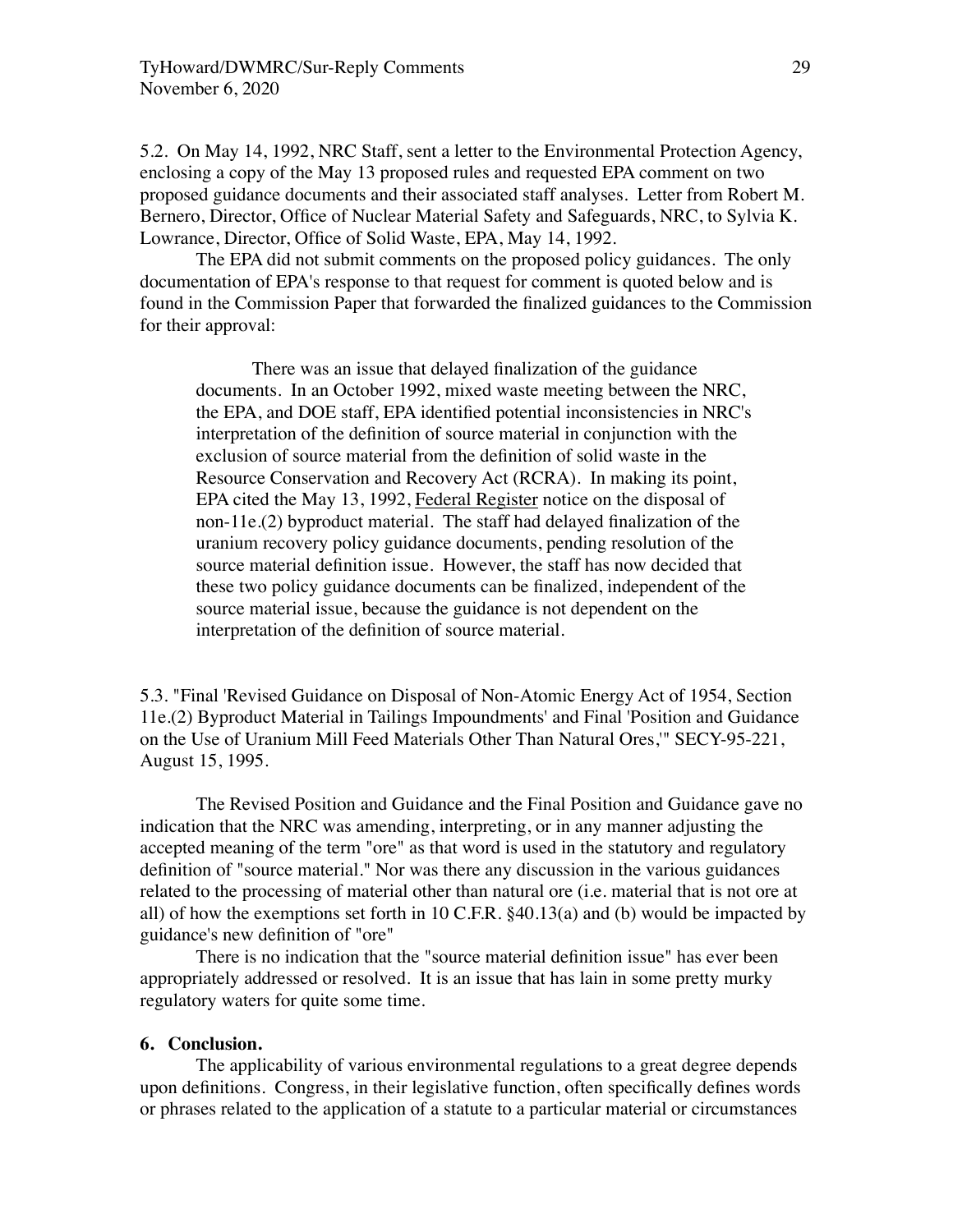5.2. On May 14, 1992, NRC Staff, sent a letter to the Environmental Protection Agency, enclosing a copy of the May 13 proposed rules and requested EPA comment on two proposed guidance documents and their associated staff analyses. Letter from Robert M. Bernero, Director, Office of Nuclear Material Safety and Safeguards, NRC, to Sylvia K. Lowrance, Director, Office of Solid Waste, EPA, May 14, 1992.

The EPA did not submit comments on the proposed policy guidances. The only documentation of EPA's response to that request for comment is quoted below and is found in the Commission Paper that forwarded the finalized guidances to the Commission for their approval:

> There was an issue that delayed finalization of the guidance documents. In an October 1992, mixed waste meeting between the NRC, the EPA, and DOE staff, EPA identified potential inconsistencies in NRC's interpretation of the definition of source material in conjunction with the exclusion of source material from the definition of solid waste in the Resource Conservation and Recovery Act (RCRA). In making its point, EPA cited the May 13, 1992, Federal Register notice on the disposal of non-11e.(2) byproduct material. The staff had delayed finalization of the uranium recovery policy guidance documents, pending resolution of the source material definition issue. However, the staff has now decided that these two policy guidance documents can be finalized, independent of the source material issue, because the guidance is not dependent on the interpretation of the definition of source material.

5.3. "Final 'Revised Guidance on Disposal of Non-Atomic Energy Act of 1954, Section 11e.(2) Byproduct Material in Tailings Impoundments' and Final 'Position and Guidance on the Use of Uranium Mill Feed Materials Other Than Natural Ores,'" SECY-95-221, August 15, 1995.

The Revised Position and Guidance and the Final Position and Guidance gave no indication that the NRC was amending, interpreting, or in any manner adjusting the accepted meaning of the term "ore" as that word is used in the statutory and regulatory definition of "source material." Nor was there any discussion in the various guidances related to the processing of material other than natural ore (i.e. material that is not ore at all) of how the exemptions set forth in 10 C.F.R. §40.13(a) and (b) would be impacted by guidance's new definition of "ore"

There is no indication that the "source material definition issue" has ever been appropriately addressed or resolved. It is an issue that has lain in some pretty murky regulatory waters for quite some time.

**6. Conclusion.**

The applicability of various environmental regulations to a great degree depends upon definitions. Congress, in their legislative function, often specifically defines words or phrases related to the application of a statute to a particular material or circumstances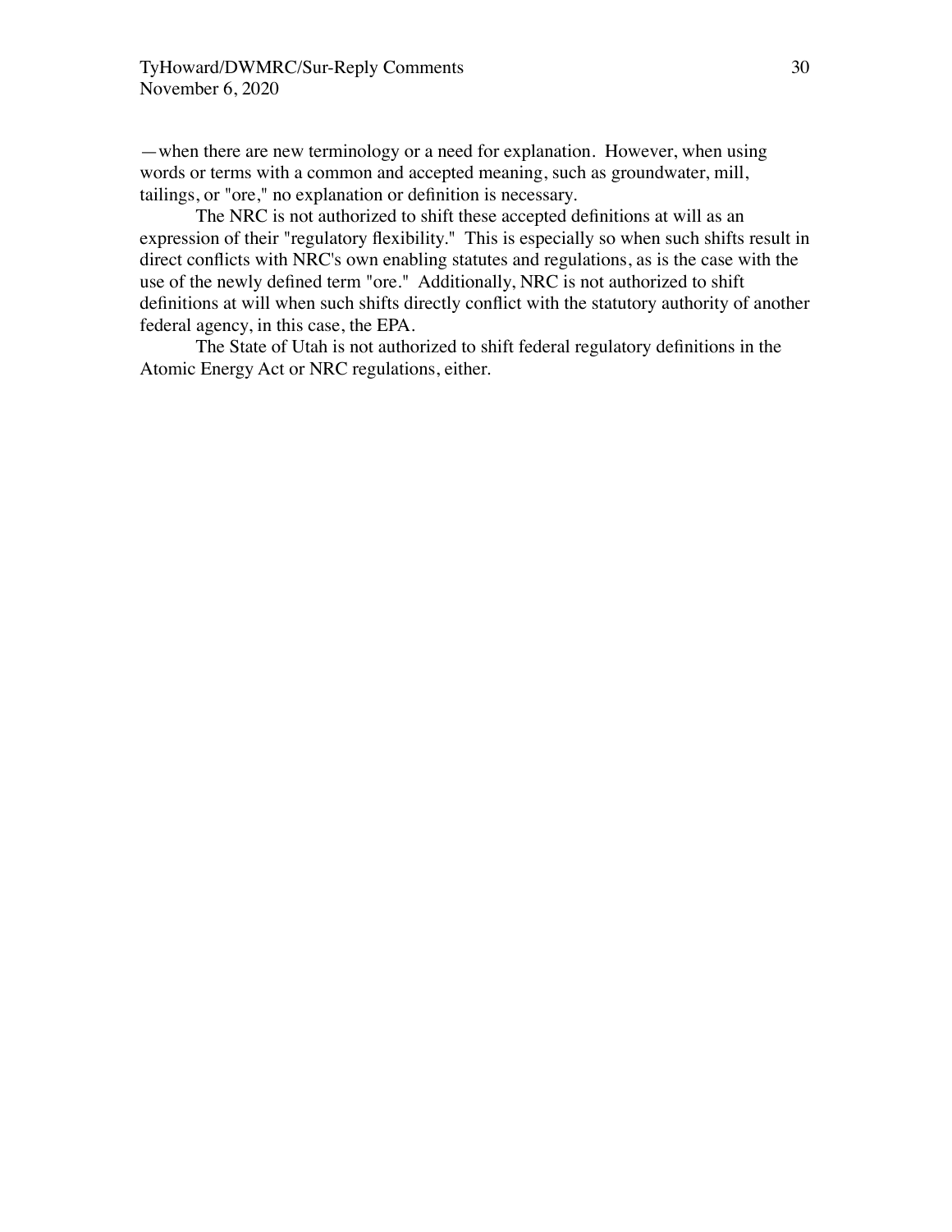—when there are new terminology or a need for explanation. However, when using words or terms with a common and accepted meaning, such as groundwater, mill, tailings, or "ore," no explanation or definition is necessary.

The NRC is not authorized to shift these accepted definitions at will as an expression of their "regulatory flexibility." This is especially so when such shifts result in direct conflicts with NRC's own enabling statutes and regulations, as is the case with the use of the newly defined term "ore." Additionally, NRC is not authorized to shift definitions at will when such shifts directly conflict with the statutory authority of another federal agency, in this case, the EPA.

The State of Utah is not authorized to shift federal regulatory definitions in the Atomic Energy Act or NRC regulations, either.